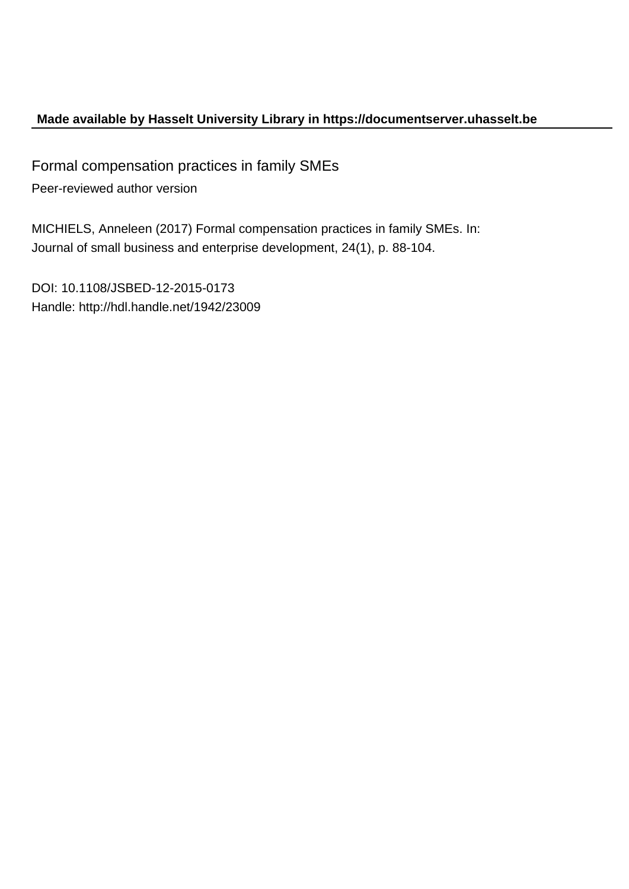**Made available by Hasselt University Library in https://documentserver.uhasselt.be**

# Formal compensation practices in family SMEs

Peer-reviewed author version

MICHIELS, Anneleen (2017) Formal compensation practices in family SMEs. In: Journal of small business and enterprise development, 24(1), p. 88-104.

DOI: 10.1108/JSBED-12-2015-0173
Handle: http://hdl.handle.net/1942/23009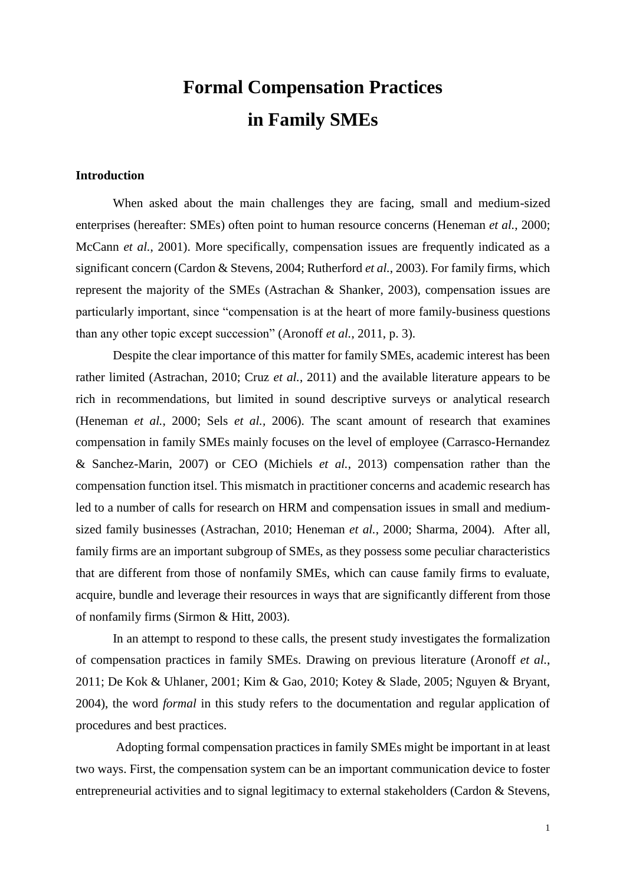# Formal Compensation Practices in Family SMEs

## Introduction

When asked about the main challenges they are facing, small and medium-sized enterprises (hereafter: SMEs) often point to human resource concerns (Heneman *et al.*, 2000; McCann *et al.*, 2001). More specifically, compensation issues are frequently indicated as a significant concern (Cardon & Stevens, 2004; Rutherford *et al.*, 2003). For family firms, which represent the majority of the SMEs (Astrachan & Shanker, 2003), compensation issues are particularly important, since "compensation is at the heart of more family-business questions than any other topic except succession" (Aronoff *et al.*, 2011, p. 3).

Despite the clear importance of this matter for family SMEs, academic interest has been rather limited (Astrachan, 2010; Cruz *et al.*, 2011) and the available literature appears to be rich in recommendations, but limited in sound descriptive surveys or analytical research (Heneman *et al.*, 2000; Sels *et al.*, 2006). The scant amount of research that examines compensation in family SMEs mainly focuses on the level of employee (Carrasco-Hernandez & Sanchez-Marin, 2007) or CEO (Michiels *et al.*, 2013) compensation rather than the compensation function itsel. This mismatch in practitioner concerns and academic research has led to a number of calls for research on HRM and compensation issues in small and medium-sized family businesses (Astrachan, 2010; Heneman *et al.*, 2000; Sharma, 2004). After all, family firms are an important subgroup of SMEs, as they possess some peculiar characteristics that are different from those of nonfamily SMEs, which can cause family firms to evaluate, acquire, bundle and leverage their resources in ways that are significantly different from those of nonfamily firms (Sirmon & Hitt, 2003).

In an attempt to respond to these calls, the present study investigates the formalization of compensation practices in family SMEs. Drawing on previous literature (Aronoff *et al.*, 2011; De Kok & Uhlaner, 2001; Kim & Gao, 2010; Kotey & Slade, 2005; Nguyen & Bryant, 2004), the word *formal* in this study refers to the documentation and regular application of procedures and best practices.

Adopting formal compensation practices in family SMEs might be important in at least two ways. First, the compensation system can be an important communication device to foster entrepreneurial activities and to signal legitimacy to external stakeholders (Cardon & Stevens,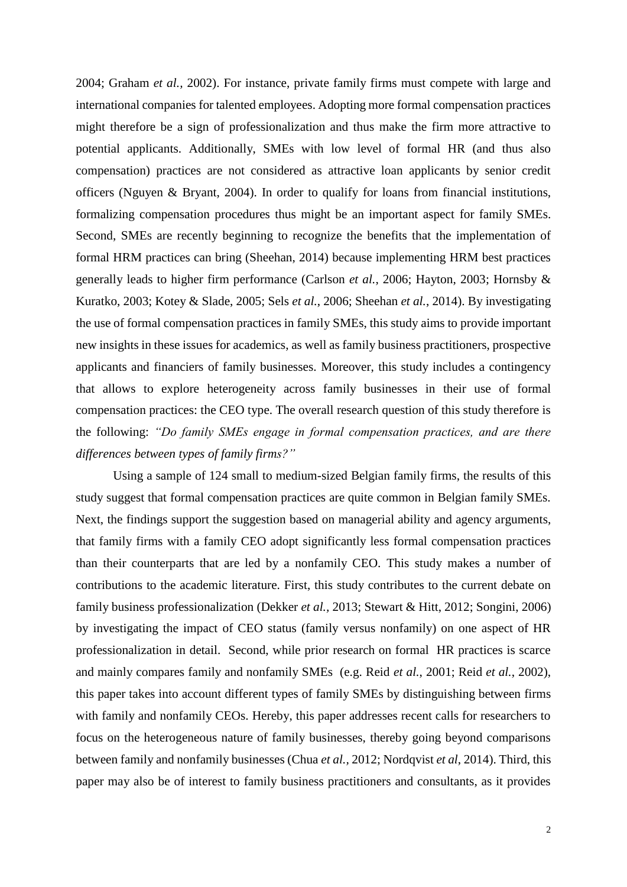2004; Graham *et al.*, 2002). For instance, private family firms must compete with large and international companies for talented employees. Adopting more formal compensation practices might therefore be a sign of professionalization and thus make the firm more attractive to potential applicants. Additionally, SMEs with low level of formal HR (and thus also compensation) practices are not considered as attractive loan applicants by senior credit officers (Nguyen & Bryant, 2004). In order to qualify for loans from financial institutions, formalizing compensation procedures thus might be an important aspect for family SMEs. Second, SMEs are recently beginning to recognize the benefits that the implementation of formal HRM practices can bring (Sheehan, 2014) because implementing HRM best practices generally leads to higher firm performance (Carlson *et al.*, 2006; Hayton, 2003; Hornsby & Kuratko, 2003; Kotey & Slade, 2005; Sels *et al.*, 2006; Sheehan *et al.*, 2014). By investigating the use of formal compensation practices in family SMEs, this study aims to provide important new insights in these issues for academics, as well as family business practitioners, prospective applicants and financiers of family businesses. Moreover, this study includes a contingency that allows to explore heterogeneity across family businesses in their use of formal compensation practices: the CEO type. The overall research question of this study therefore is the following: *"Do family SMEs engage in formal compensation practices, and are there differences between types of family firms?"*

Using a sample of 124 small to medium-sized Belgian family firms, the results of this study suggest that formal compensation practices are quite common in Belgian family SMEs. Next, the findings support the suggestion based on managerial ability and agency arguments, that family firms with a family CEO adopt significantly less formal compensation practices than their counterparts that are led by a nonfamily CEO. This study makes a number of contributions to the academic literature. First, this study contributes to the current debate on family business professionalization (Dekker *et al.*, 2013; Stewart & Hitt, 2012; Songini, 2006) by investigating the impact of CEO status (family versus nonfamily) on one aspect of HR professionalization in detail. Second, while prior research on formal HR practices is scarce and mainly compares family and nonfamily SMEs (e.g. Reid *et al.*, 2001; Reid *et al.*, 2002), this paper takes into account different types of family SMEs by distinguishing between firms with family and nonfamily CEOs. Hereby, this paper addresses recent calls for researchers to focus on the heterogeneous nature of family businesses, thereby going beyond comparisons between family and nonfamily businesses (Chua *et al.*, 2012; Nordqvist *et al*, 2014). Third, this paper may also be of interest to family business practitioners and consultants, as it provides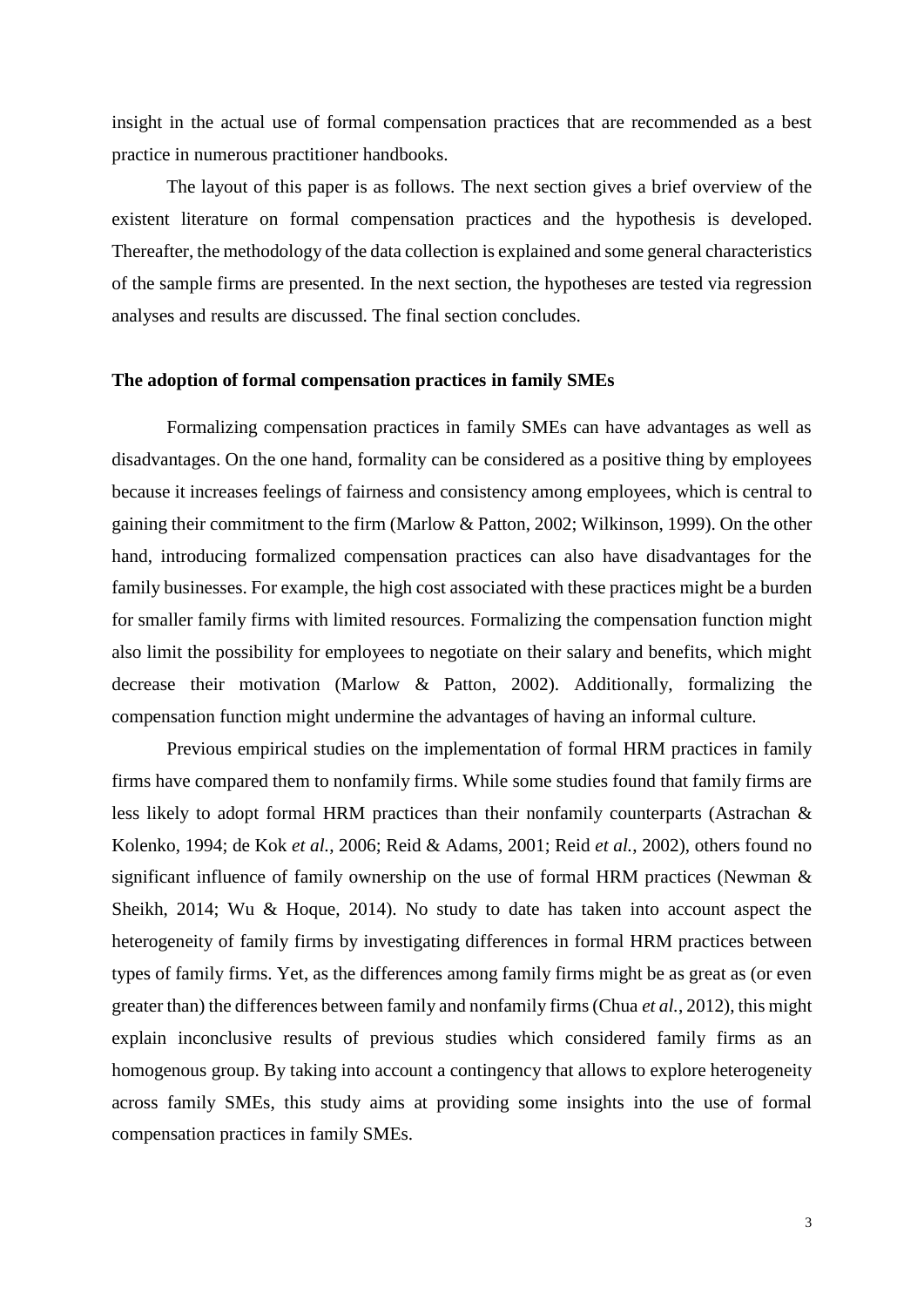insight in the actual use of formal compensation practices that are recommended as a best practice in numerous practitioner handbooks.

The layout of this paper is as follows. The next section gives a brief overview of the existent literature on formal compensation practices and the hypothesis is developed. Thereafter, the methodology of the data collection is explained and some general characteristics of the sample firms are presented. In the next section, the hypotheses are tested via regression analyses and results are discussed. The final section concludes.

## The adoption of formal compensation practices in family SMEs

Formalizing compensation practices in family SMEs can have advantages as well as disadvantages. On the one hand, formality can be considered as a positive thing by employees because it increases feelings of fairness and consistency among employees, which is central to gaining their commitment to the firm (Marlow & Patton, 2002; Wilkinson, 1999). On the other hand, introducing formalized compensation practices can also have disadvantages for the family businesses. For example, the high cost associated with these practices might be a burden for smaller family firms with limited resources. Formalizing the compensation function might also limit the possibility for employees to negotiate on their salary and benefits, which might decrease their motivation (Marlow & Patton, 2002). Additionally, formalizing the compensation function might undermine the advantages of having an informal culture.

Previous empirical studies on the implementation of formal HRM practices in family firms have compared them to nonfamily firms. While some studies found that family firms are less likely to adopt formal HRM practices than their nonfamily counterparts (Astrachan & Kolenko, 1994; de Kok *et al.*, 2006; Reid & Adams, 2001; Reid *et al.*, 2002), others found no significant influence of family ownership on the use of formal HRM practices (Newman & Sheikh, 2014; Wu & Hoque, 2014). No study to date has taken into account aspect the heterogeneity of family firms by investigating differences in formal HRM practices between types of family firms. Yet, as the differences among family firms might be as great as (or even greater than) the differences between family and nonfamily firms (Chua *et al.*, 2012), this might explain inconclusive results of previous studies which considered family firms as an homogenous group. By taking into account a contingency that allows to explore heterogeneity across family SMEs, this study aims at providing some insights into the use of formal compensation practices in family SMEs.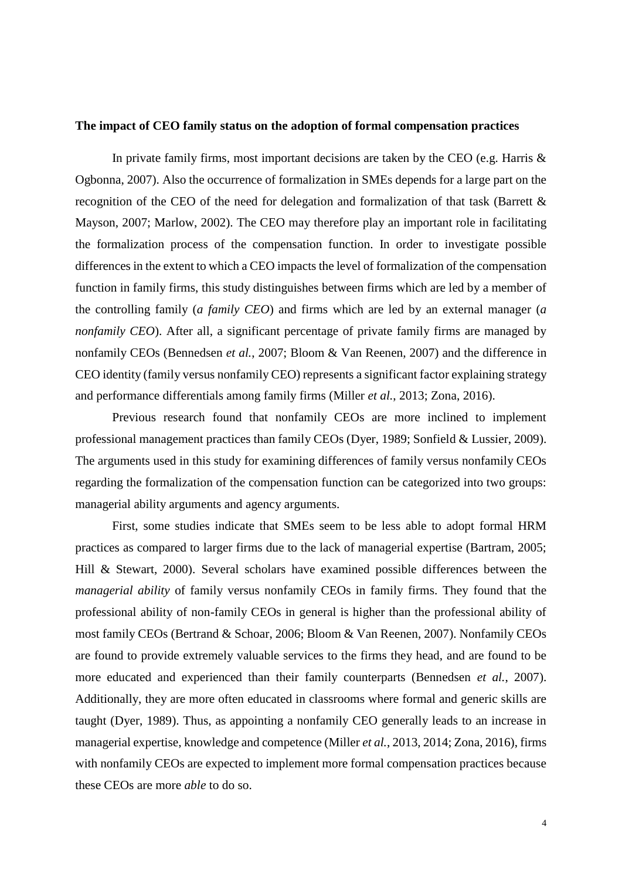**The impact of CEO family status on the adoption of formal compensation practices**

In private family firms, most important decisions are taken by the CEO (e.g. Harris & Ogbonna, 2007). Also the occurrence of formalization in SMEs depends for a large part on the recognition of the CEO of the need for delegation and formalization of that task (Barrett & Mayson, 2007; Marlow, 2002). The CEO may therefore play an important role in facilitating the formalization process of the compensation function. In order to investigate possible differences in the extent to which a CEO impacts the level of formalization of the compensation function in family firms, this study distinguishes between firms which are led by a member of the controlling family (*a family CEO*) and firms which are led by an external manager (*a nonfamily CEO*). After all, a significant percentage of private family firms are managed by nonfamily CEOs (Bennedsen *et al.*, 2007; Bloom & Van Reenen, 2007) and the difference in CEO identity (family versus nonfamily CEO) represents a significant factor explaining strategy and performance differentials among family firms (Miller *et al.*, 2013; Zona, 2016).

Previous research found that nonfamily CEOs are more inclined to implement professional management practices than family CEOs (Dyer, 1989; Sonfield & Lussier, 2009). The arguments used in this study for examining differences of family versus nonfamily CEOs regarding the formalization of the compensation function can be categorized into two groups: managerial ability arguments and agency arguments.

First, some studies indicate that SMEs seem to be less able to adopt formal HRM practices as compared to larger firms due to the lack of managerial expertise (Bartram, 2005; Hill & Stewart, 2000). Several scholars have examined possible differences between the *managerial ability* of family versus nonfamily CEOs in family firms. They found that the professional ability of non-family CEOs in general is higher than the professional ability of most family CEOs (Bertrand & Schoar, 2006; Bloom & Van Reenen, 2007). Nonfamily CEOs are found to provide extremely valuable services to the firms they head, and are found to be more educated and experienced than their family counterparts (Bennedsen *et al.*, 2007). Additionally, they are more often educated in classrooms where formal and generic skills are taught (Dyer, 1989). Thus, as appointing a nonfamily CEO generally leads to an increase in managerial expertise, knowledge and competence (Miller *et al.*, 2013, 2014; Zona, 2016), firms with nonfamily CEOs are expected to implement more formal compensation practices because these CEOs are more *able* to do so.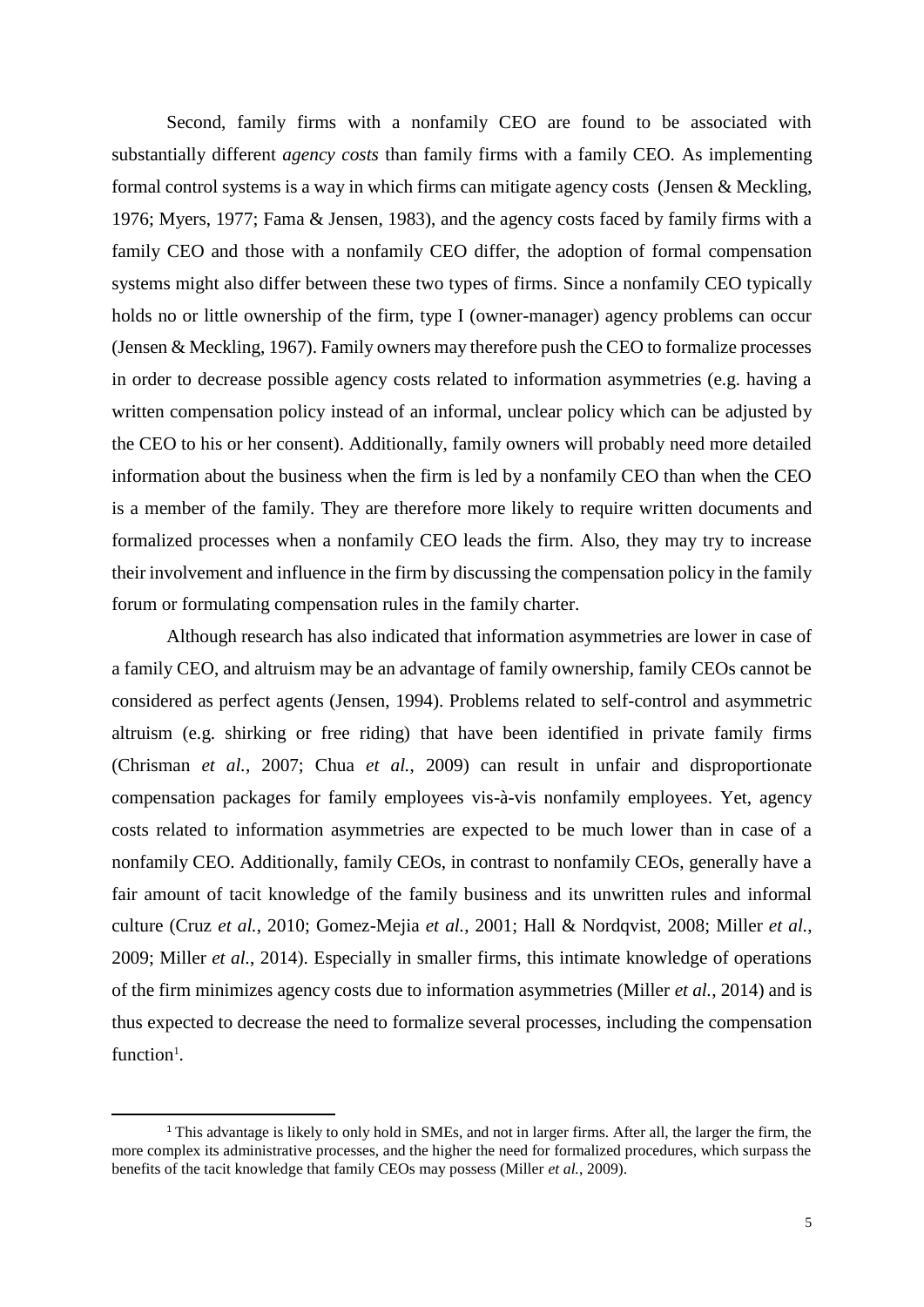Second, family firms with a nonfamily CEO are found to be associated with substantially different *agency costs* than family firms with a family CEO. As implementing formal control systems is a way in which firms can mitigate agency costs (Jensen & Meckling, 1976; Myers, 1977; Fama & Jensen, 1983), and the agency costs faced by family firms with a family CEO and those with a nonfamily CEO differ, the adoption of formal compensation systems might also differ between these two types of firms. Since a nonfamily CEO typically holds no or little ownership of the firm, type I (owner-manager) agency problems can occur (Jensen & Meckling, 1967). Family owners may therefore push the CEO to formalize processes in order to decrease possible agency costs related to information asymmetries (e.g. having a written compensation policy instead of an informal, unclear policy which can be adjusted by the CEO to his or her consent). Additionally, family owners will probably need more detailed information about the business when the firm is led by a nonfamily CEO than when the CEO is a member of the family. They are therefore more likely to require written documents and formalized processes when a nonfamily CEO leads the firm. Also, they may try to increase their involvement and influence in the firm by discussing the compensation policy in the family forum or formulating compensation rules in the family charter.

Although research has also indicated that information asymmetries are lower in case of a family CEO, and altruism may be an advantage of family ownership, family CEOs cannot be considered as perfect agents (Jensen, 1994). Problems related to self-control and asymmetric altruism (e.g. shirking or free riding) that have been identified in private family firms (Chrisman *et al.*, 2007; Chua *et al.*, 2009) can result in unfair and disproportionate compensation packages for family employees vis-à-vis nonfamily employees. Yet, agency costs related to information asymmetries are expected to be much lower than in case of a nonfamily CEO. Additionally, family CEOs, in contrast to nonfamily CEOs, generally have a fair amount of tacit knowledge of the family business and its unwritten rules and informal culture (Cruz *et al.*, 2010; Gomez-Mejia *et al.*, 2001; Hall & Nordqvist, 2008; Miller *et al.*, 2009; Miller *et al.*, 2014). Especially in smaller firms, this intimate knowledge of operations of the firm minimizes agency costs due to information asymmetries (Miller *et al.*, 2014) and is thus expected to decrease the need to formalize several processes, including the compensation function[1].

[1] This advantage is likely to only hold in SMEs, and not in larger firms. After all, the larger the firm, the more complex its administrative processes, and the higher the need for formalized procedures, which surpass the benefits of the tacit knowledge that family CEOs may possess (Miller *et al.*, 2009).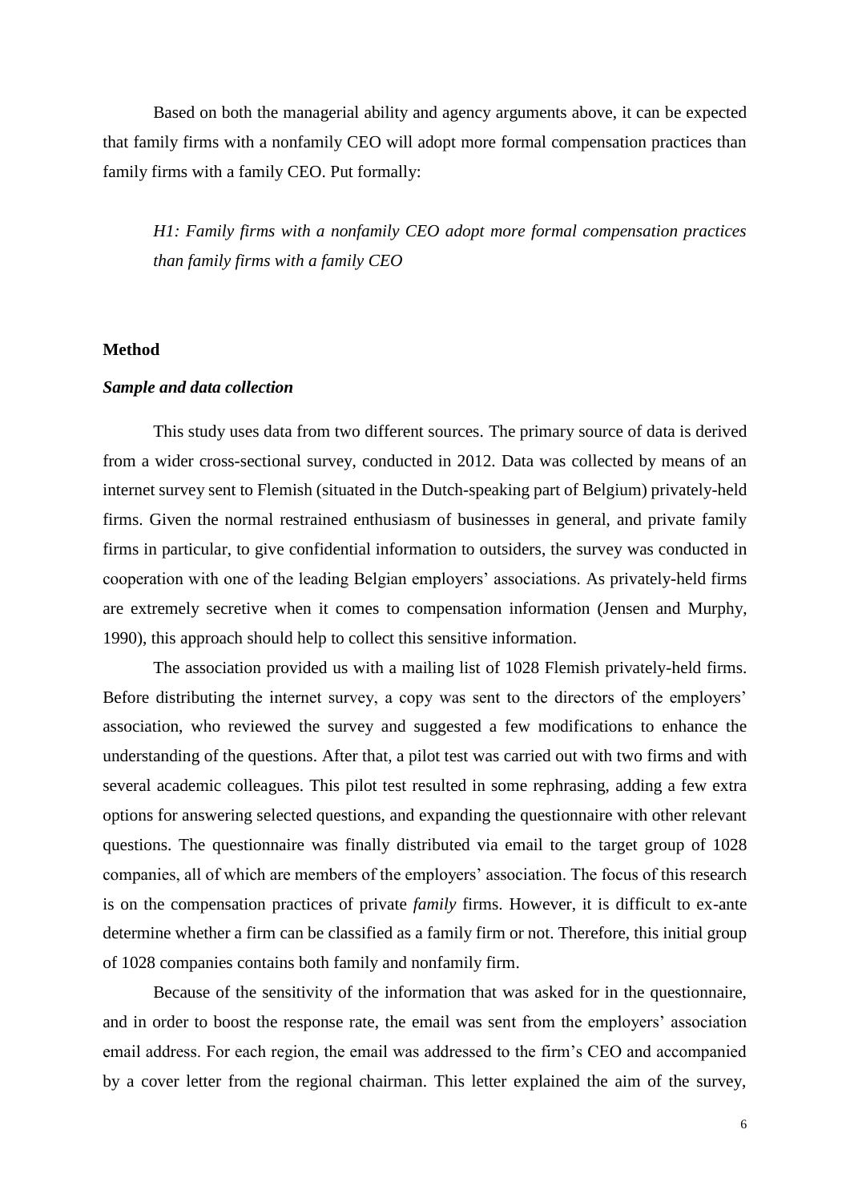Based on both the managerial ability and agency arguments above, it can be expected that family firms with a nonfamily CEO will adopt more formal compensation practices than family firms with a family CEO. Put formally:

*H1: Family firms with a nonfamily CEO adopt more formal compensation practices than family firms with a family CEO*

## Method

### *Sample and data collection*

This study uses data from two different sources. The primary source of data is derived from a wider cross-sectional survey, conducted in 2012. Data was collected by means of an internet survey sent to Flemish (situated in the Dutch-speaking part of Belgium) privately-held firms. Given the normal restrained enthusiasm of businesses in general, and private family firms in particular, to give confidential information to outsiders, the survey was conducted in cooperation with one of the leading Belgian employers' associations. As privately-held firms are extremely secretive when it comes to compensation information (Jensen and Murphy, 1990), this approach should help to collect this sensitive information.

The association provided us with a mailing list of 1028 Flemish privately-held firms. Before distributing the internet survey, a copy was sent to the directors of the employers' association, who reviewed the survey and suggested a few modifications to enhance the understanding of the questions. After that, a pilot test was carried out with two firms and with several academic colleagues. This pilot test resulted in some rephrasing, adding a few extra options for answering selected questions, and expanding the questionnaire with other relevant questions. The questionnaire was finally distributed via email to the target group of 1028 companies, all of which are members of the employers' association. The focus of this research is on the compensation practices of private *family* firms. However, it is difficult to ex-ante determine whether a firm can be classified as a family firm or not. Therefore, this initial group of 1028 companies contains both family and nonfamily firm.

Because of the sensitivity of the information that was asked for in the questionnaire, and in order to boost the response rate, the email was sent from the employers' association email address. For each region, the email was addressed to the firm's CEO and accompanied by a cover letter from the regional chairman. This letter explained the aim of the survey,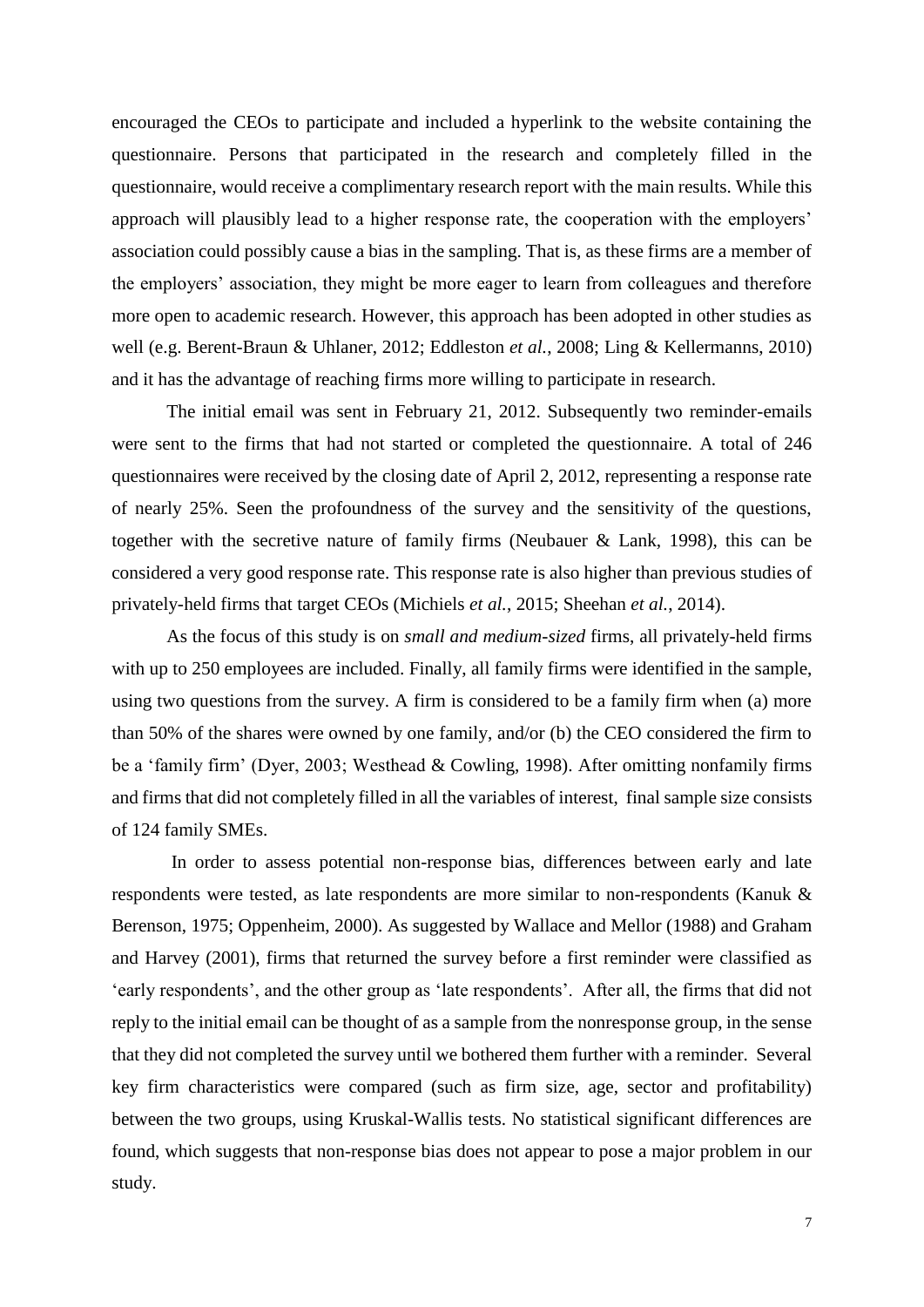encouraged the CEOs to participate and included a hyperlink to the website containing the questionnaire. Persons that participated in the research and completely filled in the questionnaire, would receive a complimentary research report with the main results. While this approach will plausibly lead to a higher response rate, the cooperation with the employers' association could possibly cause a bias in the sampling. That is, as these firms are a member of the employers' association, they might be more eager to learn from colleagues and therefore more open to academic research. However, this approach has been adopted in other studies as well (e.g. Berent-Braun & Uhlaner, 2012; Eddleston *et al.*, 2008; Ling & Kellermanns, 2010) and it has the advantage of reaching firms more willing to participate in research.

The initial email was sent in February 21, 2012. Subsequently two reminder-emails were sent to the firms that had not started or completed the questionnaire. A total of 246 questionnaires were received by the closing date of April 2, 2012, representing a response rate of nearly 25%. Seen the profoundness of the survey and the sensitivity of the questions, together with the secretive nature of family firms (Neubauer & Lank, 1998), this can be considered a very good response rate. This response rate is also higher than previous studies of privately-held firms that target CEOs (Michiels *et al.*, 2015; Sheehan *et al.*, 2014).

As the focus of this study is on *small and medium-sized* firms, all privately-held firms with up to 250 employees are included. Finally, all family firms were identified in the sample, using two questions from the survey. A firm is considered to be a family firm when (a) more than 50% of the shares were owned by one family, and/or (b) the CEO considered the firm to be a 'family firm' (Dyer, 2003; Westhead & Cowling, 1998). After omitting nonfamily firms and firms that did not completely filled in all the variables of interest, final sample size consists of 124 family SMEs.

In order to assess potential non-response bias, differences between early and late respondents were tested, as late respondents are more similar to non-respondents (Kanuk & Berenson, 1975; Oppenheim, 2000). As suggested by Wallace and Mellor (1988) and Graham and Harvey (2001), firms that returned the survey before a first reminder were classified as 'early respondents', and the other group as 'late respondents'. After all, the firms that did not reply to the initial email can be thought of as a sample from the nonresponse group, in the sense that they did not completed the survey until we bothered them further with a reminder. Several key firm characteristics were compared (such as firm size, age, sector and profitability) between the two groups, using Kruskal-Wallis tests. No statistical significant differences are found, which suggests that non-response bias does not appear to pose a major problem in our study.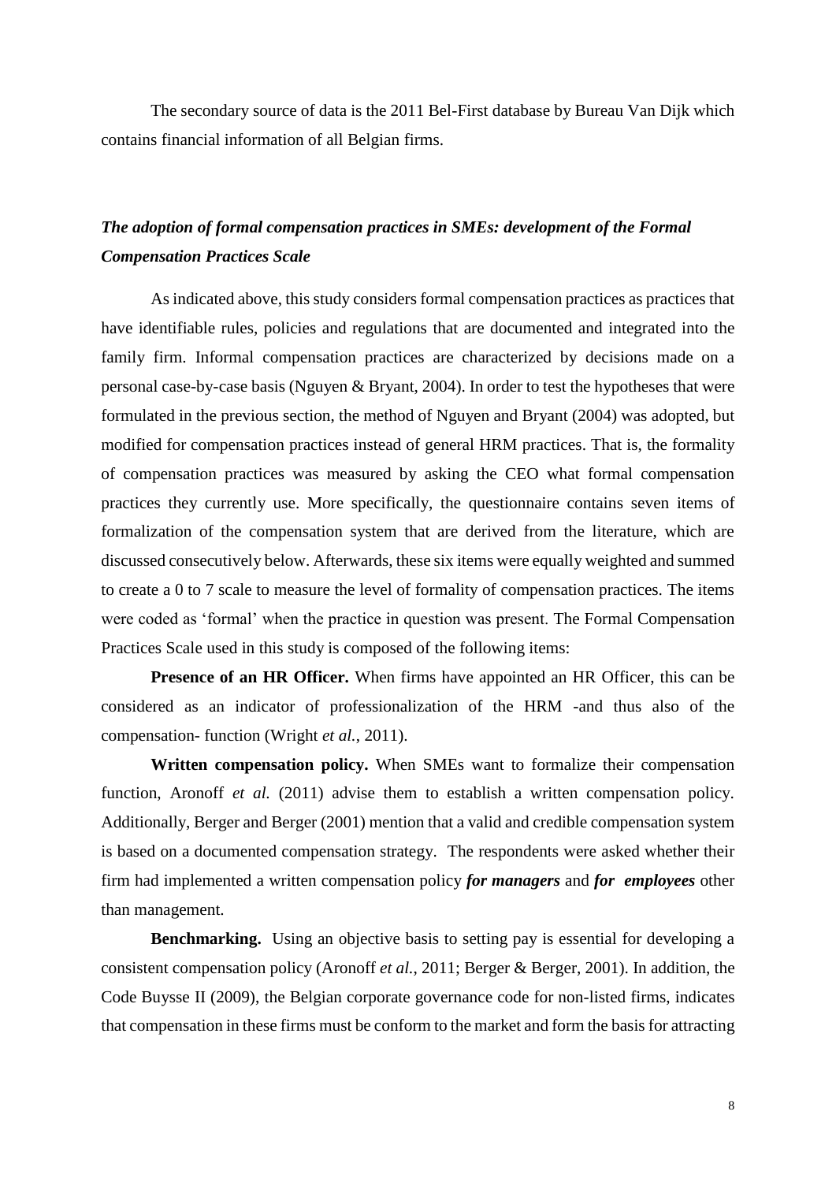The secondary source of data is the 2011 Bel-First database by Bureau Van Dijk which contains financial information of all Belgian firms.

### *The adoption of formal compensation practices in SMEs: development of the Formal Compensation Practices Scale*

As indicated above, this study considers formal compensation practices as practices that have identifiable rules, policies and regulations that are documented and integrated into the family firm. Informal compensation practices are characterized by decisions made on a personal case-by-case basis (Nguyen & Bryant, 2004). In order to test the hypotheses that were formulated in the previous section, the method of Nguyen and Bryant (2004) was adopted, but modified for compensation practices instead of general HRM practices. That is, the formality of compensation practices was measured by asking the CEO what formal compensation practices they currently use. More specifically, the questionnaire contains seven items of formalization of the compensation system that are derived from the literature, which are discussed consecutively below. Afterwards, these six items were equally weighted and summed to create a 0 to 7 scale to measure the level of formality of compensation practices. The items were coded as 'formal' when the practice in question was present. The Formal Compensation Practices Scale used in this study is composed of the following items:

**Presence of an HR Officer.** When firms have appointed an HR Officer, this can be considered as an indicator of professionalization of the HRM -and thus also of the compensation- function (Wright *et al.*, 2011).

**Written compensation policy.** When SMEs want to formalize their compensation function, Aronoff *et al.* (2011) advise them to establish a written compensation policy. Additionally, Berger and Berger (2001) mention that a valid and credible compensation system is based on a documented compensation strategy. The respondents were asked whether their firm had implemented a written compensation policy ***for managers*** and ***for employees*** other than management.

**Benchmarking.** Using an objective basis to setting pay is essential for developing a consistent compensation policy (Aronoff *et al.*, 2011; Berger & Berger, 2001). In addition, the Code Buysse II (2009), the Belgian corporate governance code for non-listed firms, indicates that compensation in these firms must be conform to the market and form the basis for attracting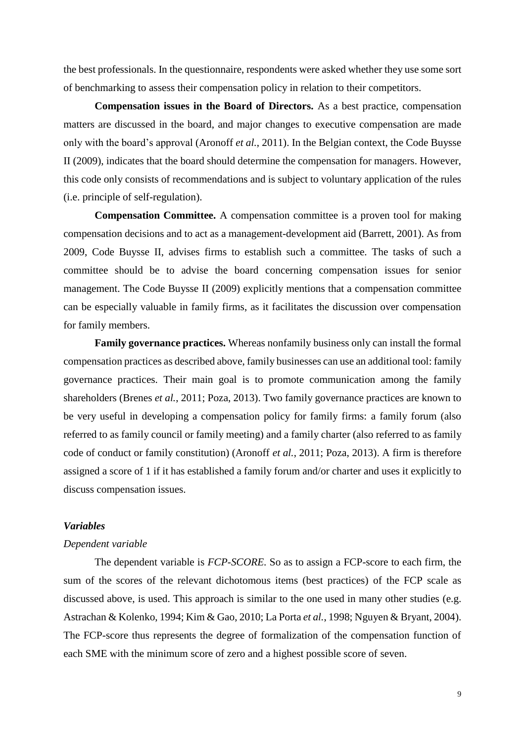the best professionals. In the questionnaire, respondents were asked whether they use some sort of benchmarking to assess their compensation policy in relation to their competitors.

**Compensation issues in the Board of Directors.** As a best practice, compensation matters are discussed in the board, and major changes to executive compensation are made only with the board's approval (Aronoff *et al.*, 2011). In the Belgian context, the Code Buysse II (2009), indicates that the board should determine the compensation for managers. However, this code only consists of recommendations and is subject to voluntary application of the rules (i.e. principle of self-regulation).

**Compensation Committee.** A compensation committee is a proven tool for making compensation decisions and to act as a management-development aid (Barrett, 2001). As from 2009, Code Buysse II, advises firms to establish such a committee. The tasks of such a committee should be to advise the board concerning compensation issues for senior management. The Code Buysse II (2009) explicitly mentions that a compensation committee can be especially valuable in family firms, as it facilitates the discussion over compensation for family members.

**Family governance practices.** Whereas nonfamily business only can install the formal compensation practices as described above, family businesses can use an additional tool: family governance practices. Their main goal is to promote communication among the family shareholders (Brenes *et al.*, 2011; Poza, 2013). Two family governance practices are known to be very useful in developing a compensation policy for family firms: a family forum (also referred to as family council or family meeting) and a family charter (also referred to as family code of conduct or family constitution) (Aronoff *et al.*, 2011; Poza, 2013). A firm is therefore assigned a score of 1 if it has established a family forum and/or charter and uses it explicitly to discuss compensation issues.

### *Variables*

#### *Dependent variable*

The dependent variable is *FCP-SCORE.* So as to assign a FCP-score to each firm, the sum of the scores of the relevant dichotomous items (best practices) of the FCP scale as discussed above, is used. This approach is similar to the one used in many other studies (e.g. Astrachan & Kolenko, 1994; Kim & Gao, 2010; La Porta *et al.*, 1998; Nguyen & Bryant, 2004). The FCP-score thus represents the degree of formalization of the compensation function of each SME with the minimum score of zero and a highest possible score of seven.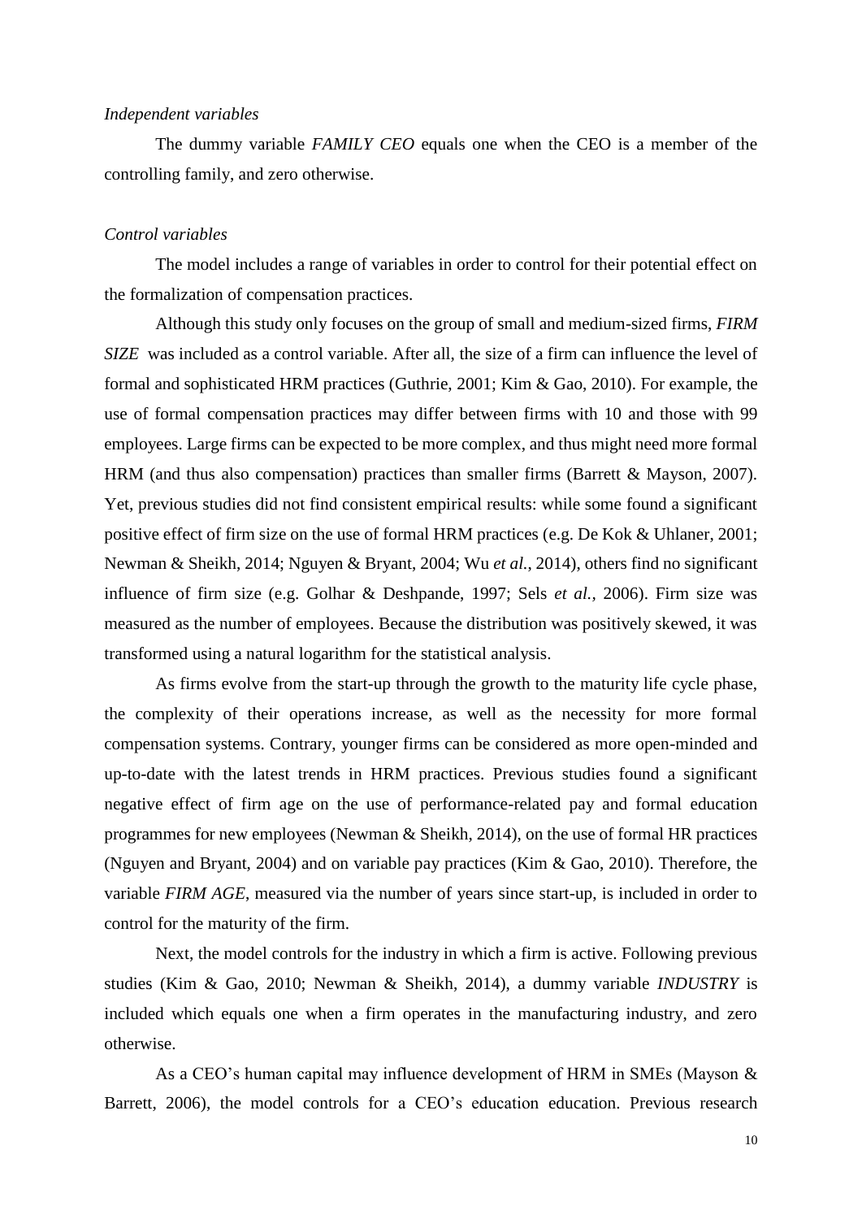*Independent variables*

The dummy variable *FAMILY CEO* equals one when the CEO is a member of the controlling family, and zero otherwise.

*Control variables*

The model includes a range of variables in order to control for their potential effect on the formalization of compensation practices.

Although this study only focuses on the group of small and medium-sized firms, *FIRM SIZE* was included as a control variable. After all, the size of a firm can influence the level of formal and sophisticated HRM practices (Guthrie, 2001; Kim & Gao, 2010). For example, the use of formal compensation practices may differ between firms with 10 and those with 99 employees. Large firms can be expected to be more complex, and thus might need more formal HRM (and thus also compensation) practices than smaller firms (Barrett & Mayson, 2007). Yet, previous studies did not find consistent empirical results: while some found a significant positive effect of firm size on the use of formal HRM practices (e.g. De Kok & Uhlaner, 2001; Newman & Sheikh, 2014; Nguyen & Bryant, 2004; Wu *et al.*, 2014), others find no significant influence of firm size (e.g. Golhar & Deshpande, 1997; Sels *et al.*, 2006). Firm size was measured as the number of employees. Because the distribution was positively skewed, it was transformed using a natural logarithm for the statistical analysis.

As firms evolve from the start-up through the growth to the maturity life cycle phase, the complexity of their operations increase, as well as the necessity for more formal compensation systems. Contrary, younger firms can be considered as more open-minded and up-to-date with the latest trends in HRM practices. Previous studies found a significant negative effect of firm age on the use of performance-related pay and formal education programmes for new employees (Newman & Sheikh, 2014), on the use of formal HR practices (Nguyen and Bryant, 2004) and on variable pay practices (Kim & Gao, 2010). Therefore, the variable *FIRM AGE*, measured via the number of years since start-up, is included in order to control for the maturity of the firm.

Next, the model controls for the industry in which a firm is active. Following previous studies (Kim & Gao, 2010; Newman & Sheikh, 2014), a dummy variable *INDUSTRY* is included which equals one when a firm operates in the manufacturing industry, and zero otherwise.

As a CEO's human capital may influence development of HRM in SMEs (Mayson & Barrett, 2006), the model controls for a CEO's education education. Previous research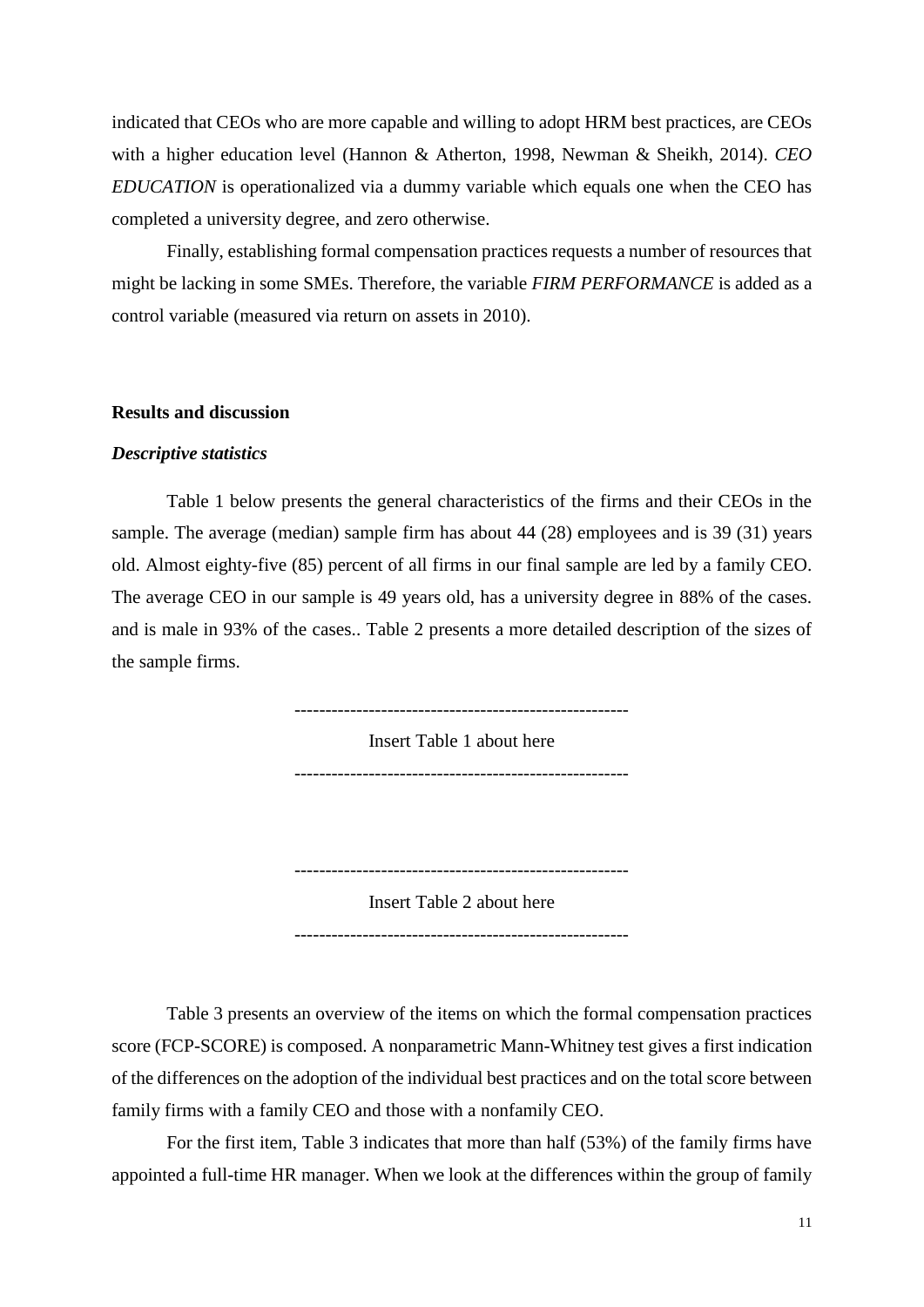indicated that CEOs who are more capable and willing to adopt HRM best practices, are CEOs with a higher education level (Hannon & Atherton, 1998, Newman & Sheikh, 2014). *CEO EDUCATION* is operationalized via a dummy variable which equals one when the CEO has completed a university degree, and zero otherwise.

Finally, establishing formal compensation practices requests a number of resources that might be lacking in some SMEs. Therefore, the variable *FIRM PERFORMANCE* is added as a control variable (measured via return on assets in 2010).

## Results and discussion

### *Descriptive statistics*

Table 1 below presents the general characteristics of the firms and their CEOs in the sample. The average (median) sample firm has about 44 (28) employees and is 39 (31) years old. Almost eighty-five (85) percent of all firms in our final sample are led by a family CEO. The average CEO in our sample is 49 years old, has a university degree in 88% of the cases. and is male in 93% of the cases.. Table 2 presents a more detailed description of the sizes of the sample firms.

-----------------------------------------------------

Insert Table 1 about here

-----------------------------------------------------

-----------------------------------------------------

Insert Table 2 about here

-----------------------------------------------------

Table 3 presents an overview of the items on which the formal compensation practices score (FCP-SCORE) is composed. A nonparametric Mann-Whitney test gives a first indication of the differences on the adoption of the individual best practices and on the total score between family firms with a family CEO and those with a nonfamily CEO.

For the first item, Table 3 indicates that more than half (53%) of the family firms have appointed a full-time HR manager. When we look at the differences within the group of family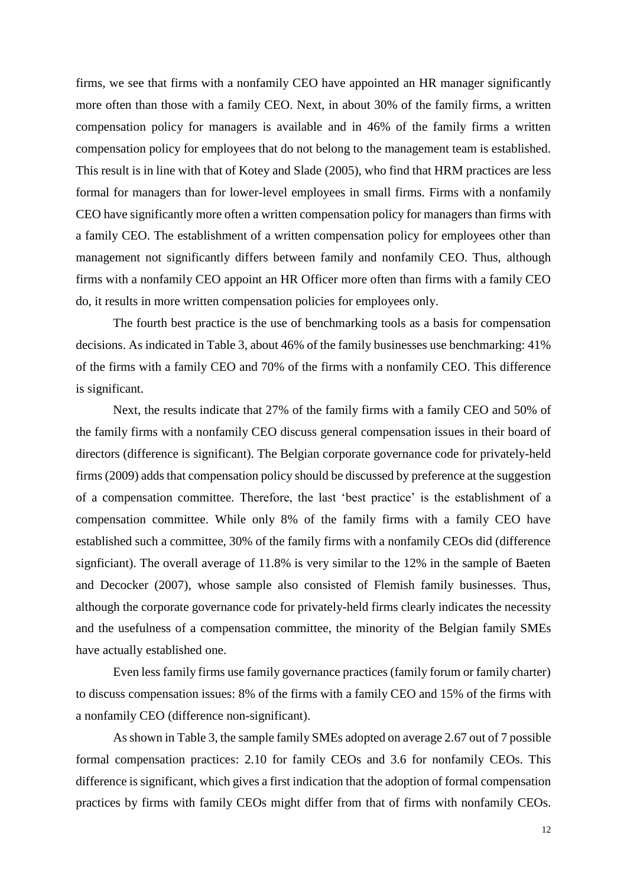firms, we see that firms with a nonfamily CEO have appointed an HR manager significantly more often than those with a family CEO. Next, in about 30% of the family firms, a written compensation policy for managers is available and in 46% of the family firms a written compensation policy for employees that do not belong to the management team is established. This result is in line with that of Kotey and Slade (2005), who find that HRM practices are less formal for managers than for lower-level employees in small firms. Firms with a nonfamily CEO have significantly more often a written compensation policy for managers than firms with a family CEO. The establishment of a written compensation policy for employees other than management not significantly differs between family and nonfamily CEO. Thus, although firms with a nonfamily CEO appoint an HR Officer more often than firms with a family CEO do, it results in more written compensation policies for employees only.

The fourth best practice is the use of benchmarking tools as a basis for compensation decisions. As indicated in Table 3, about 46% of the family businesses use benchmarking: 41% of the firms with a family CEO and 70% of the firms with a nonfamily CEO. This difference is significant.

Next, the results indicate that 27% of the family firms with a family CEO and 50% of the family firms with a nonfamily CEO discuss general compensation issues in their board of directors (difference is significant). The Belgian corporate governance code for privately-held firms (2009) adds that compensation policy should be discussed by preference at the suggestion of a compensation committee. Therefore, the last 'best practice' is the establishment of a compensation committee. While only 8% of the family firms with a family CEO have established such a committee, 30% of the family firms with a nonfamily CEOs did (difference signficiant). The overall average of 11.8% is very similar to the 12% in the sample of Baeten and Decocker (2007), whose sample also consisted of Flemish family businesses. Thus, although the corporate governance code for privately-held firms clearly indicates the necessity and the usefulness of a compensation committee, the minority of the Belgian family SMEs have actually established one.

Even less family firms use family governance practices (family forum or family charter) to discuss compensation issues: 8% of the firms with a family CEO and 15% of the firms with a nonfamily CEO (difference non-significant).

As shown in Table 3, the sample family SMEs adopted on average 2.67 out of 7 possible formal compensation practices: 2.10 for family CEOs and 3.6 for nonfamily CEOs. This difference is significant, which gives a first indication that the adoption of formal compensation practices by firms with family CEOs might differ from that of firms with nonfamily CEOs.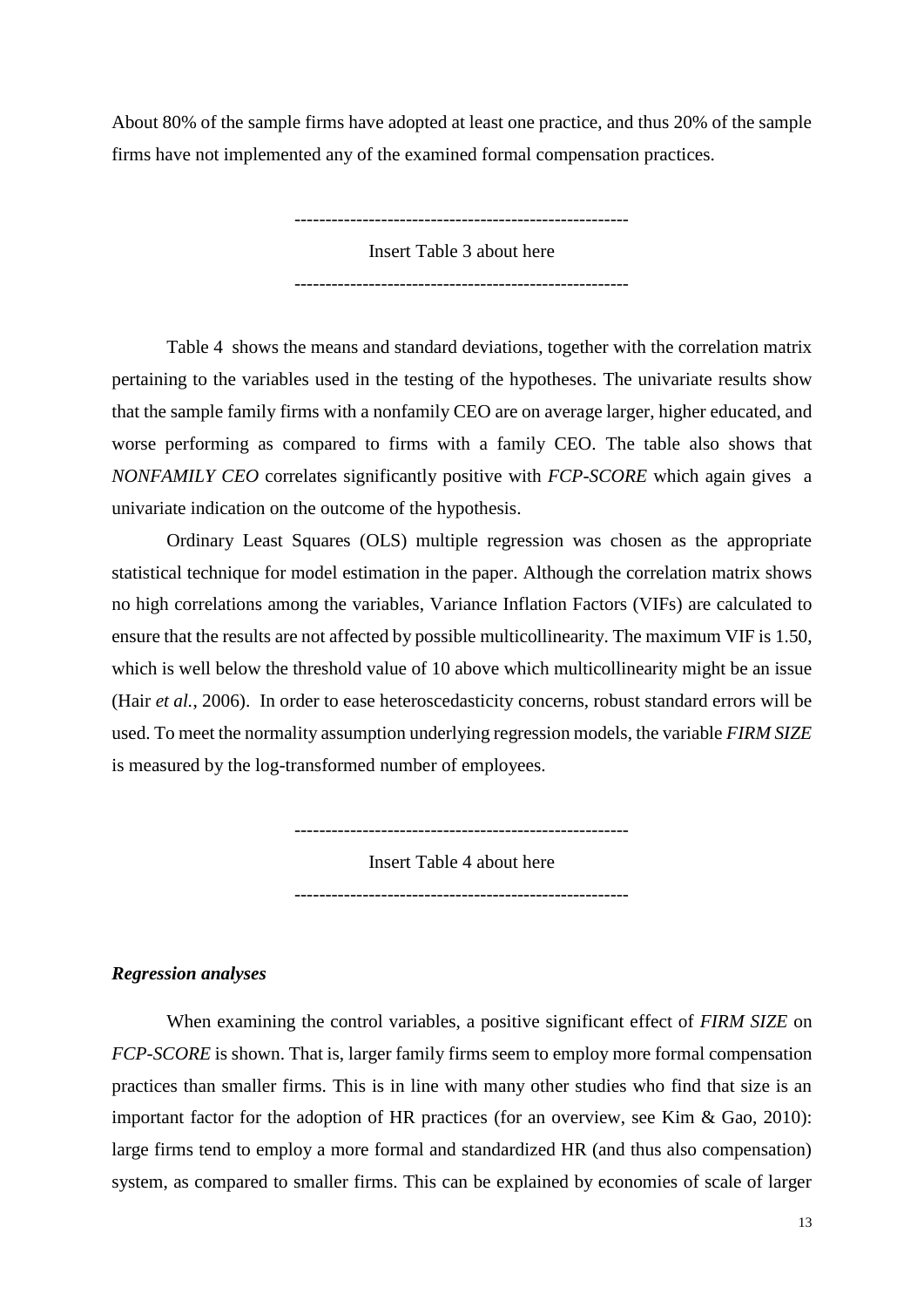About 80% of the sample firms have adopted at least one practice, and thus 20% of the sample firms have not implemented any of the examined formal compensation practices.

-----------------------------------------------------

Insert Table 3 about here

-----------------------------------------------------

Table 4 shows the means and standard deviations, together with the correlation matrix pertaining to the variables used in the testing of the hypotheses. The univariate results show that the sample family firms with a nonfamily CEO are on average larger, higher educated, and worse performing as compared to firms with a family CEO. The table also shows that *NONFAMILY CEO* correlates significantly positive with *FCP-SCORE* which again gives a univariate indication on the outcome of the hypothesis.

Ordinary Least Squares (OLS) multiple regression was chosen as the appropriate statistical technique for model estimation in the paper. Although the correlation matrix shows no high correlations among the variables, Variance Inflation Factors (VIFs) are calculated to ensure that the results are not affected by possible multicollinearity. The maximum VIF is 1.50, which is well below the threshold value of 10 above which multicollinearity might be an issue (Hair *et al.*, 2006). In order to ease heteroscedasticity concerns, robust standard errors will be used. To meet the normality assumption underlying regression models, the variable *FIRM SIZE* is measured by the log-transformed number of employees.

-----------------------------------------------------

Insert Table 4 about here

-----------------------------------------------------

### *Regression analyses*

When examining the control variables, a positive significant effect of *FIRM SIZE* on *FCP-SCORE* is shown. That is, larger family firms seem to employ more formal compensation practices than smaller firms. This is in line with many other studies who find that size is an important factor for the adoption of HR practices (for an overview, see Kim & Gao, 2010): large firms tend to employ a more formal and standardized HR (and thus also compensation) system, as compared to smaller firms. This can be explained by economies of scale of larger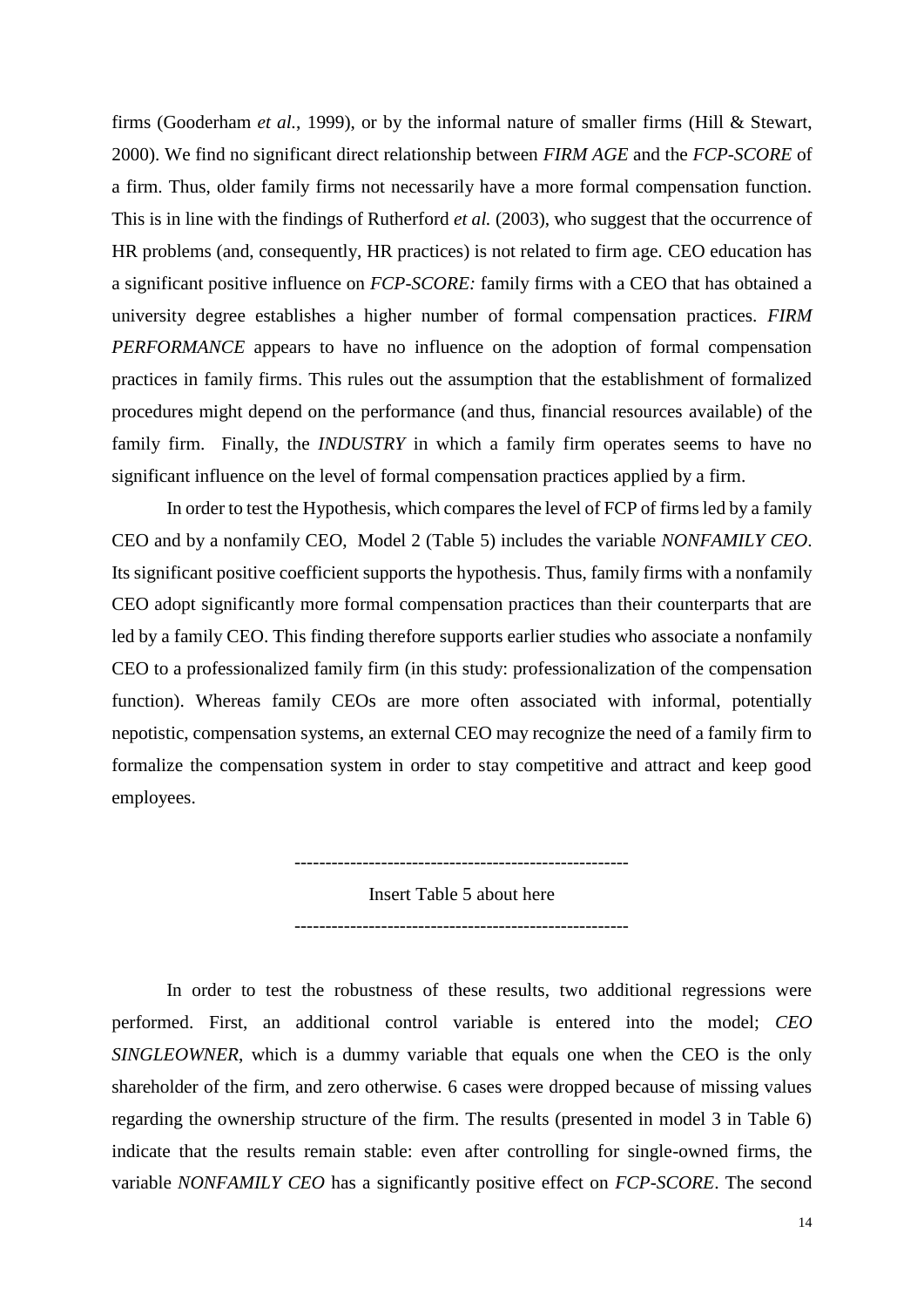firms (Gooderham *et al.*, 1999), or by the informal nature of smaller firms (Hill & Stewart, 2000). We find no significant direct relationship between *FIRM AGE* and the *FCP-SCORE* of a firm. Thus, older family firms not necessarily have a more formal compensation function. This is in line with the findings of Rutherford *et al.* (2003), who suggest that the occurrence of HR problems (and, consequently, HR practices) is not related to firm age. CEO education has a significant positive influence on *FCP-SCORE:* family firms with a CEO that has obtained a university degree establishes a higher number of formal compensation practices. *FIRM PERFORMANCE* appears to have no influence on the adoption of formal compensation practices in family firms. This rules out the assumption that the establishment of formalized procedures might depend on the performance (and thus, financial resources available) of the family firm. Finally, the *INDUSTRY* in which a family firm operates seems to have no significant influence on the level of formal compensation practices applied by a firm.

In order to test the Hypothesis, which compares the level of FCP of firms led by a family CEO and by a nonfamily CEO, Model 2 (Table 5) includes the variable *NONFAMILY CEO*. Its significant positive coefficient supports the hypothesis. Thus, family firms with a nonfamily CEO adopt significantly more formal compensation practices than their counterparts that are led by a family CEO. This finding therefore supports earlier studies who associate a nonfamily CEO to a professionalized family firm (in this study: professionalization of the compensation function). Whereas family CEOs are more often associated with informal, potentially nepotistic, compensation systems, an external CEO may recognize the need of a family firm to formalize the compensation system in order to stay competitive and attract and keep good employees.

-----------------------------------------------------

Insert Table 5 about here

-----------------------------------------------------

In order to test the robustness of these results, two additional regressions were performed. First, an additional control variable is entered into the model; *CEO SINGLEOWNER*, which is a dummy variable that equals one when the CEO is the only shareholder of the firm, and zero otherwise. 6 cases were dropped because of missing values regarding the ownership structure of the firm. The results (presented in model 3 in Table 6) indicate that the results remain stable: even after controlling for single-owned firms, the variable *NONFAMILY CEO* has a significantly positive effect on *FCP-SCORE*. The second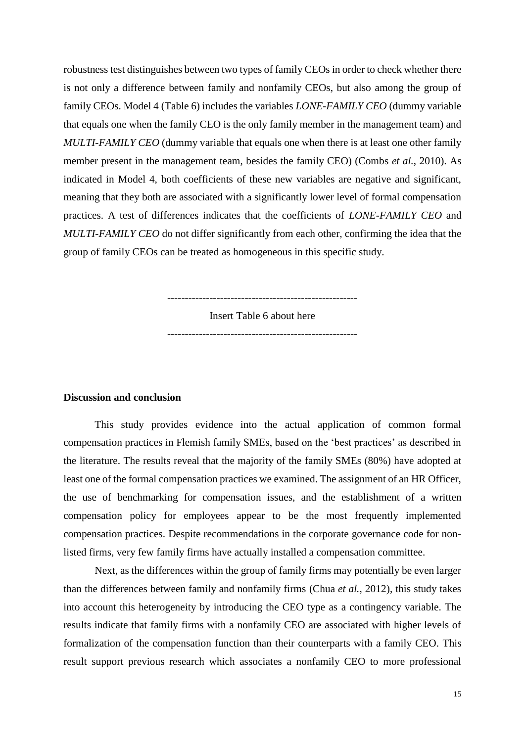robustness test distinguishes between two types of family CEOs in order to check whether there is not only a difference between family and nonfamily CEOs, but also among the group of family CEOs. Model 4 (Table 6) includes the variables *LONE-FAMILY CEO* (dummy variable that equals one when the family CEO is the only family member in the management team) and *MULTI-FAMILY CEO* (dummy variable that equals one when there is at least one other family member present in the management team, besides the family CEO) (Combs *et al.*, 2010). As indicated in Model 4, both coefficients of these new variables are negative and significant, meaning that they both are associated with a significantly lower level of formal compensation practices. A test of differences indicates that the coefficients of *LONE-FAMILY CEO* and *MULTI-FAMILY CEO* do not differ significantly from each other, confirming the idea that the group of family CEOs can be treated as homogeneous in this specific study.

-----------------------------------------------------

Insert Table 6 about here

-----------------------------------------------------

**Discussion and conclusion**

This study provides evidence into the actual application of common formal compensation practices in Flemish family SMEs, based on the 'best practices' as described in the literature. The results reveal that the majority of the family SMEs (80%) have adopted at least one of the formal compensation practices we examined. The assignment of an HR Officer, the use of benchmarking for compensation issues, and the establishment of a written compensation policy for employees appear to be the most frequently implemented compensation practices. Despite recommendations in the corporate governance code for non-listed firms, very few family firms have actually installed a compensation committee.

Next, as the differences within the group of family firms may potentially be even larger than the differences between family and nonfamily firms (Chua *et al.*, 2012), this study takes into account this heterogeneity by introducing the CEO type as a contingency variable. The results indicate that family firms with a nonfamily CEO are associated with higher levels of formalization of the compensation function than their counterparts with a family CEO. This result support previous research which associates a nonfamily CEO to more professional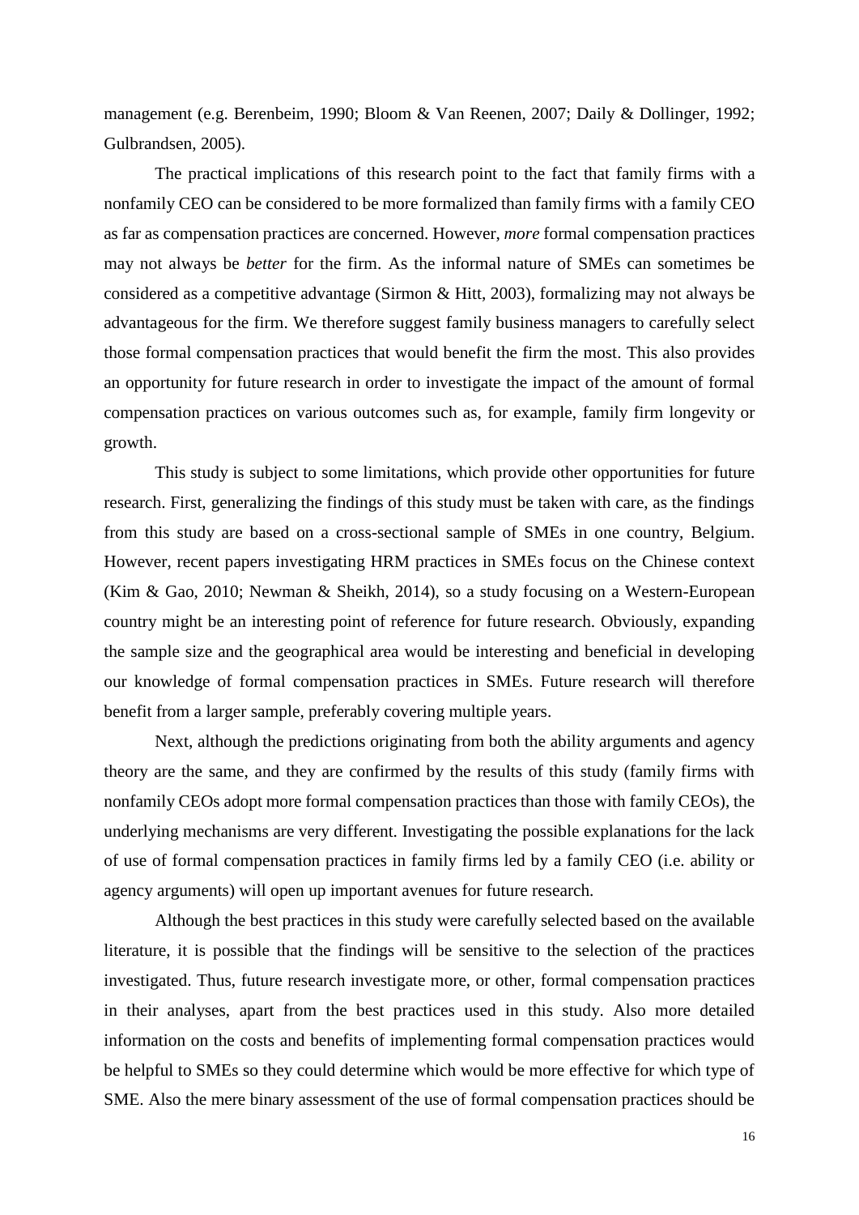management (e.g. Berenbeim, 1990; Bloom & Van Reenen, 2007; Daily & Dollinger, 1992; Gulbrandsen, 2005).

The practical implications of this research point to the fact that family firms with a nonfamily CEO can be considered to be more formalized than family firms with a family CEO as far as compensation practices are concerned. However, *more* formal compensation practices may not always be *better* for the firm. As the informal nature of SMEs can sometimes be considered as a competitive advantage (Sirmon & Hitt, 2003), formalizing may not always be advantageous for the firm. We therefore suggest family business managers to carefully select those formal compensation practices that would benefit the firm the most. This also provides an opportunity for future research in order to investigate the impact of the amount of formal compensation practices on various outcomes such as, for example, family firm longevity or growth.

This study is subject to some limitations, which provide other opportunities for future research. First, generalizing the findings of this study must be taken with care, as the findings from this study are based on a cross-sectional sample of SMEs in one country, Belgium. However, recent papers investigating HRM practices in SMEs focus on the Chinese context (Kim & Gao, 2010; Newman & Sheikh, 2014), so a study focusing on a Western-European country might be an interesting point of reference for future research. Obviously, expanding the sample size and the geographical area would be interesting and beneficial in developing our knowledge of formal compensation practices in SMEs. Future research will therefore benefit from a larger sample, preferably covering multiple years.

Next, although the predictions originating from both the ability arguments and agency theory are the same, and they are confirmed by the results of this study (family firms with nonfamily CEOs adopt more formal compensation practices than those with family CEOs), the underlying mechanisms are very different. Investigating the possible explanations for the lack of use of formal compensation practices in family firms led by a family CEO (i.e. ability or agency arguments) will open up important avenues for future research.

Although the best practices in this study were carefully selected based on the available literature, it is possible that the findings will be sensitive to the selection of the practices investigated. Thus, future research investigate more, or other, formal compensation practices in their analyses, apart from the best practices used in this study. Also more detailed information on the costs and benefits of implementing formal compensation practices would be helpful to SMEs so they could determine which would be more effective for which type of SME. Also the mere binary assessment of the use of formal compensation practices should be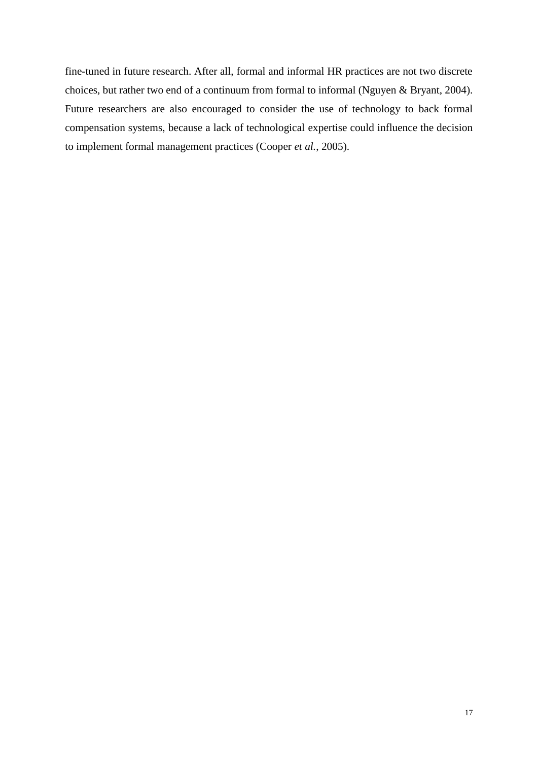fine-tuned in future research. After all, formal and informal HR practices are not two discrete choices, but rather two end of a continuum from formal to informal (Nguyen & Bryant, 2004). Future researchers are also encouraged to consider the use of technology to back formal compensation systems, because a lack of technological expertise could influence the decision to implement formal management practices (Cooper *et al.*, 2005).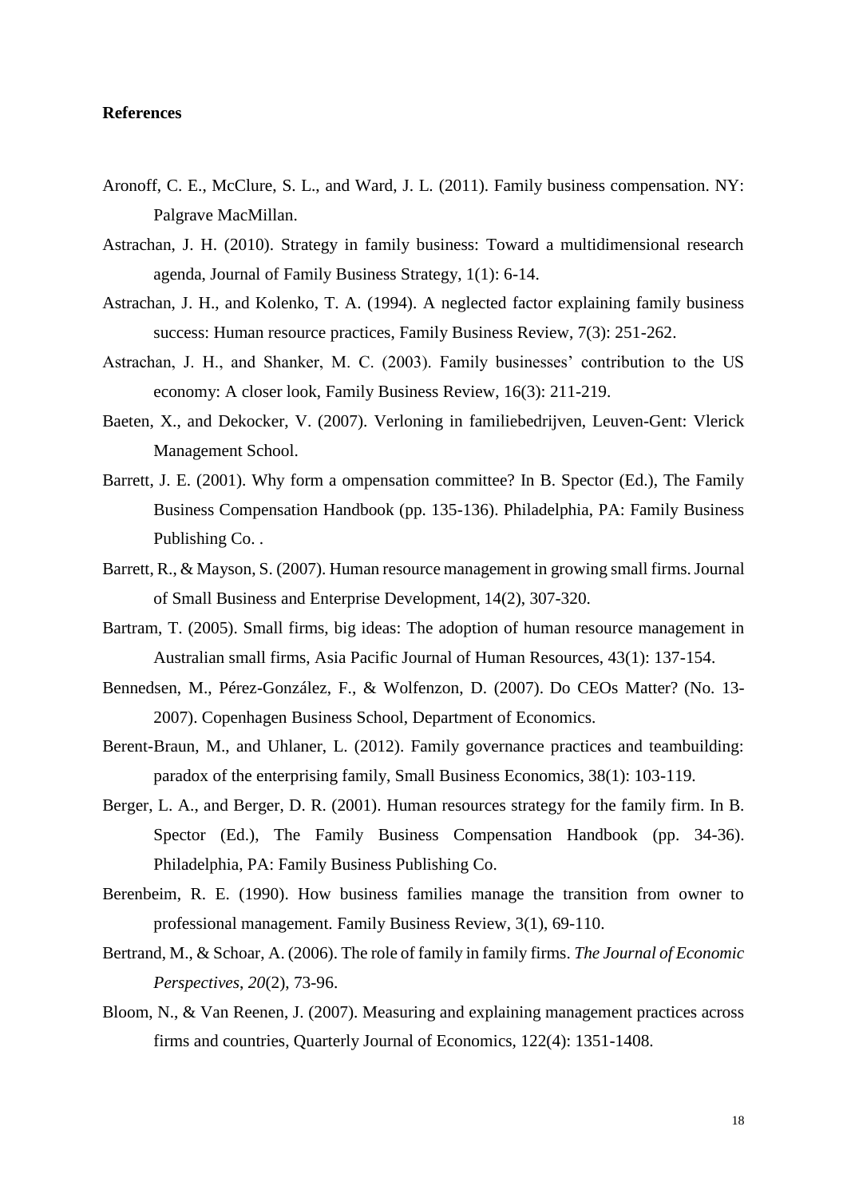**References**

Aronoff, C. E., McClure, S. L., and Ward, J. L. (2011). Family business compensation. NY: Palgrave MacMillan.

Astrachan, J. H. (2010). Strategy in family business: Toward a multidimensional research agenda, Journal of Family Business Strategy, 1(1): 6-14.

Astrachan, J. H., and Kolenko, T. A. (1994). A neglected factor explaining family business success: Human resource practices, Family Business Review, 7(3): 251-262.

Astrachan, J. H., and Shanker, M. C. (2003). Family businesses' contribution to the US economy: A closer look, Family Business Review, 16(3): 211-219.

Baeten, X., and Dekocker, V. (2007). Verloning in familiebedrijven, Leuven-Gent: Vlerick Management School.

Barrett, J. E. (2001). Why form a ompensation committee? In B. Spector (Ed.), The Family Business Compensation Handbook (pp. 135-136). Philadelphia, PA: Family Business Publishing Co. .

Barrett, R., & Mayson, S. (2007). Human resource management in growing small firms. Journal of Small Business and Enterprise Development, 14(2), 307-320.

Bartram, T. (2005). Small firms, big ideas: The adoption of human resource management in Australian small firms, Asia Pacific Journal of Human Resources, 43(1): 137-154.

Bennedsen, M., Pérez-González, F., & Wolfenzon, D. (2007). Do CEOs Matter? (No. 13-2007). Copenhagen Business School, Department of Economics.

Berent-Braun, M., and Uhlaner, L. (2012). Family governance practices and teambuilding: paradox of the enterprising family, Small Business Economics, 38(1): 103-119.

Berger, L. A., and Berger, D. R. (2001). Human resources strategy for the family firm. In B. Spector (Ed.), The Family Business Compensation Handbook (pp. 34-36). Philadelphia, PA: Family Business Publishing Co.

Berenbeim, R. E. (1990). How business families manage the transition from owner to professional management. Family Business Review, 3(1), 69-110.

Bertrand, M., & Schoar, A. (2006). The role of family in family firms. *The Journal of Economic Perspectives*, *20*(2), 73-96.

Bloom, N., & Van Reenen, J. (2007). Measuring and explaining management practices across firms and countries, Quarterly Journal of Economics, 122(4): 1351-1408.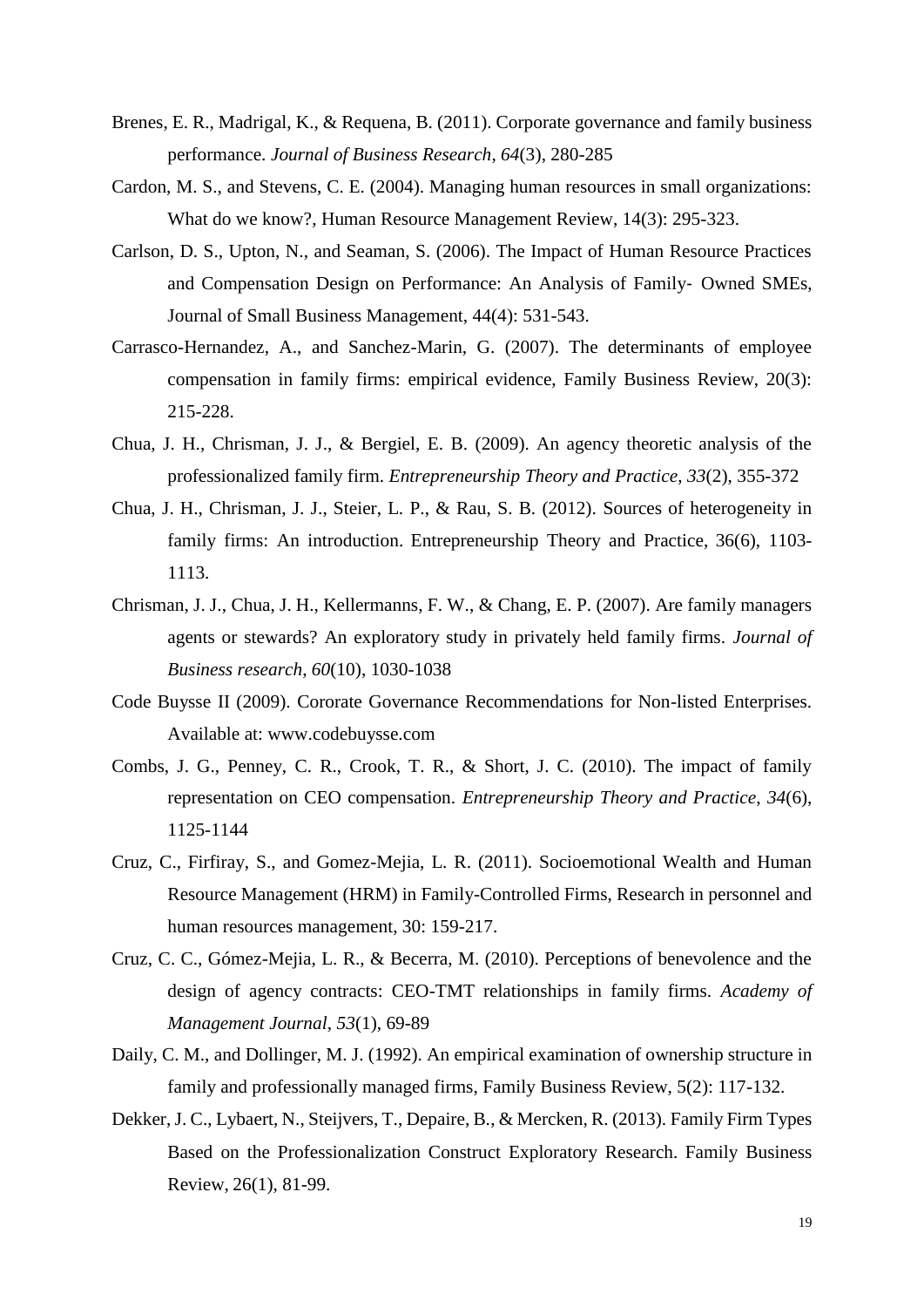Brenes, E. R., Madrigal, K., & Requena, B. (2011). Corporate governance and family business performance. *Journal of Business Research*, *64*(3), 280-285

Cardon, M. S., and Stevens, C. E. (2004). Managing human resources in small organizations: What do we know?, Human Resource Management Review, 14(3): 295-323.

Carlson, D. S., Upton, N., and Seaman, S. (2006). The Impact of Human Resource Practices and Compensation Design on Performance: An Analysis of Family‐ Owned SMEs, Journal of Small Business Management, 44(4): 531-543.

Carrasco-Hernandez, A., and Sanchez-Marin, G. (2007). The determinants of employee compensation in family firms: empirical evidence, Family Business Review, 20(3): 215-228.

Chua, J. H., Chrisman, J. J., & Bergiel, E. B. (2009). An agency theoretic analysis of the professionalized family firm. *Entrepreneurship Theory and Practice*, *33*(2), 355-372

Chua, J. H., Chrisman, J. J., Steier, L. P., & Rau, S. B. (2012). Sources of heterogeneity in family firms: An introduction. Entrepreneurship Theory and Practice, 36(6), 1103-1113.

Chrisman, J. J., Chua, J. H., Kellermanns, F. W., & Chang, E. P. (2007). Are family managers agents or stewards? An exploratory study in privately held family firms. *Journal of Business research*, *60*(10), 1030-1038

Code Buysse II (2009). Cororate Governance Recommendations for Non-listed Enterprises. Available at: www.codebuysse.com

Combs, J. G., Penney, C. R., Crook, T. R., & Short, J. C. (2010). The impact of family representation on CEO compensation. *Entrepreneurship Theory and Practice*, *34*(6), 1125-1144

Cruz, C., Firfiray, S., and Gomez-Mejia, L. R. (2011). Socioemotional Wealth and Human Resource Management (HRM) in Family-Controlled Firms, Research in personnel and human resources management, 30: 159-217.

Cruz, C. C., Gómez-Mejia, L. R., & Becerra, M. (2010). Perceptions of benevolence and the design of agency contracts: CEO-TMT relationships in family firms. *Academy of Management Journal*, *53*(1), 69-89

Daily, C. M., and Dollinger, M. J. (1992). An empirical examination of ownership structure in family and professionally managed firms, Family Business Review, 5(2): 117-132.

Dekker, J. C., Lybaert, N., Steijvers, T., Depaire, B., & Mercken, R. (2013). Family Firm Types Based on the Professionalization Construct Exploratory Research. Family Business Review, 26(1), 81-99.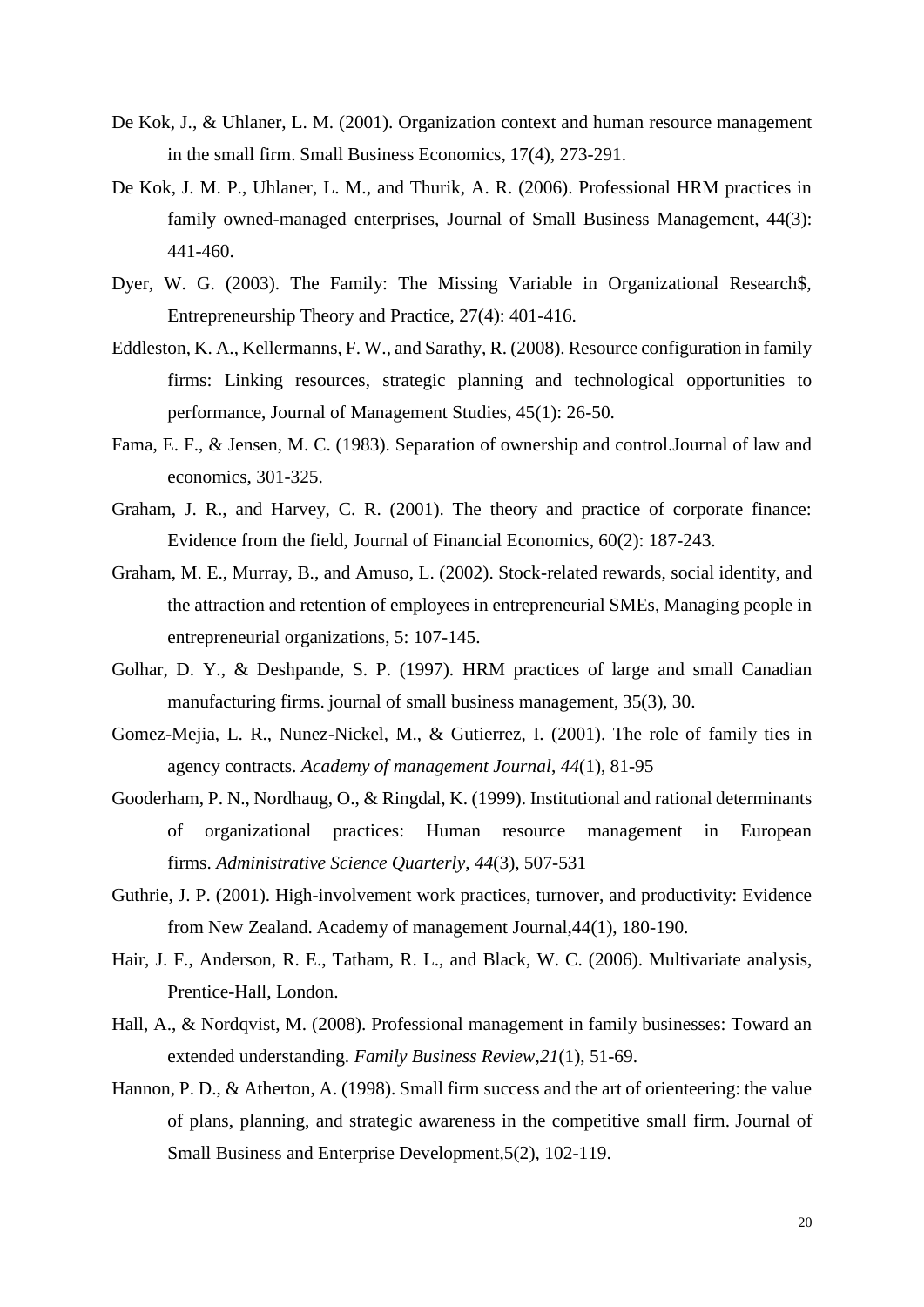De Kok, J., & Uhlaner, L. M. (2001). Organization context and human resource management in the small firm. Small Business Economics, 17(4), 273-291.

De Kok, J. M. P., Uhlaner, L. M., and Thurik, A. R. (2006). Professional HRM practices in family owned-managed enterprises, Journal of Small Business Management, 44(3): 441-460.

Dyer, W. G. (2003). The Family: The Missing Variable in Organizational Research$, Entrepreneurship Theory and Practice, 27(4): 401-416.

Eddleston, K. A., Kellermanns, F. W., and Sarathy, R. (2008). Resource configuration in family firms: Linking resources, strategic planning and technological opportunities to performance, Journal of Management Studies, 45(1): 26-50.

Fama, E. F., & Jensen, M. C. (1983). Separation of ownership and control.Journal of law and economics, 301-325.

Graham, J. R., and Harvey, C. R. (2001). The theory and practice of corporate finance: Evidence from the field, Journal of Financial Economics, 60(2): 187-243.

Graham, M. E., Murray, B., and Amuso, L. (2002). Stock-related rewards, social identity, and the attraction and retention of employees in entrepreneurial SMEs, Managing people in entrepreneurial organizations, 5: 107-145.

Golhar, D. Y., & Deshpande, S. P. (1997). HRM practices of large and small Canadian manufacturing firms. journal of small business management, 35(3), 30.

Gomez-Mejia, L. R., Nunez-Nickel, M., & Gutierrez, I. (2001). The role of family ties in agency contracts. *Academy of management Journal*, *44*(1), 81-95

Gooderham, P. N., Nordhaug, O., & Ringdal, K. (1999). Institutional and rational determinants of organizational practices: Human resource management in European firms. *Administrative Science Quarterly*, *44*(3), 507-531

Guthrie, J. P. (2001). High-involvement work practices, turnover, and productivity: Evidence from New Zealand. Academy of management Journal,44(1), 180-190.

Hair, J. F., Anderson, R. E., Tatham, R. L., and Black, W. C. (2006). Multivariate analysis, Prentice-Hall, London.

Hall, A., & Nordqvist, M. (2008). Professional management in family businesses: Toward an extended understanding. *Family Business Review*,*21*(1), 51-69.

Hannon, P. D., & Atherton, A. (1998). Small firm success and the art of orienteering: the value of plans, planning, and strategic awareness in the competitive small firm. Journal of Small Business and Enterprise Development,5(2), 102-119.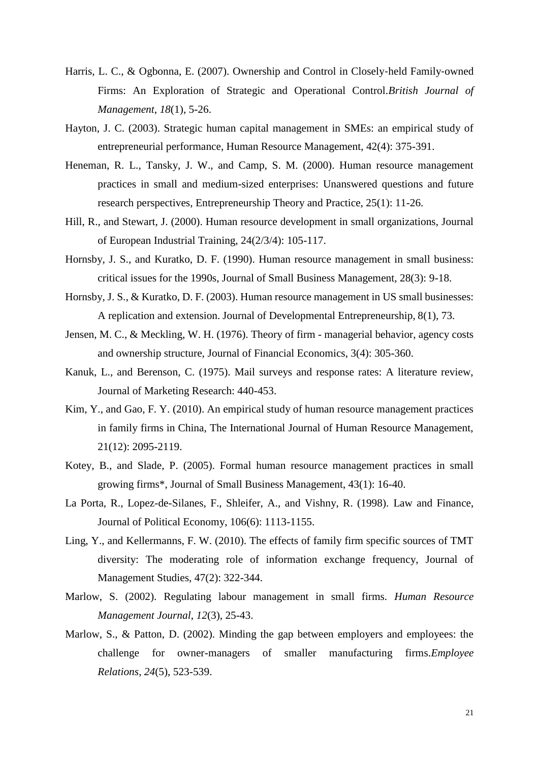Harris, L. C., & Ogbonna, E. (2007). Ownership and Control in Closely-held Family-owned Firms: An Exploration of Strategic and Operational Control.*British Journal of Management*, *18*(1), 5-26.

Hayton, J. C. (2003). Strategic human capital management in SMEs: an empirical study of entrepreneurial performance, Human Resource Management, 42(4): 375-391.

Heneman, R. L., Tansky, J. W., and Camp, S. M. (2000). Human resource management practices in small and medium-sized enterprises: Unanswered questions and future research perspectives, Entrepreneurship Theory and Practice, 25(1): 11-26.

Hill, R., and Stewart, J. (2000). Human resource development in small organizations, Journal of European Industrial Training, 24(2/3/4): 105-117.

Hornsby, J. S., and Kuratko, D. F. (1990). Human resource management in small business: critical issues for the 1990s, Journal of Small Business Management, 28(3): 9-18.

Hornsby, J. S., & Kuratko, D. F. (2003). Human resource management in US small businesses: A replication and extension. Journal of Developmental Entrepreneurship, 8(1), 73.

Jensen, M. C., & Meckling, W. H. (1976). Theory of firm - managerial behavior, agency costs and ownership structure, Journal of Financial Economics, 3(4): 305-360.

Kanuk, L., and Berenson, C. (1975). Mail surveys and response rates: A literature review, Journal of Marketing Research: 440-453.

Kim, Y., and Gao, F. Y. (2010). An empirical study of human resource management practices in family firms in China, The International Journal of Human Resource Management, 21(12): 2095-2119.

Kotey, B., and Slade, P. (2005). Formal human resource management practices in small growing firms*, Journal of Small Business Management, 43(1): 16-40.

La Porta, R., Lopez-de-Silanes, F., Shleifer, A., and Vishny, R. (1998). Law and Finance, Journal of Political Economy, 106(6): 1113-1155.

Ling, Y., and Kellermanns, F. W. (2010). The effects of family firm specific sources of TMT diversity: The moderating role of information exchange frequency, Journal of Management Studies, 47(2): 322-344.

Marlow, S. (2002). Regulating labour management in small firms. *Human Resource Management Journal*, *12*(3), 25-43.

Marlow, S., & Patton, D. (2002). Minding the gap between employers and employees: the challenge for owner-managers of smaller manufacturing firms.*Employee Relations*, *24*(5), 523-539.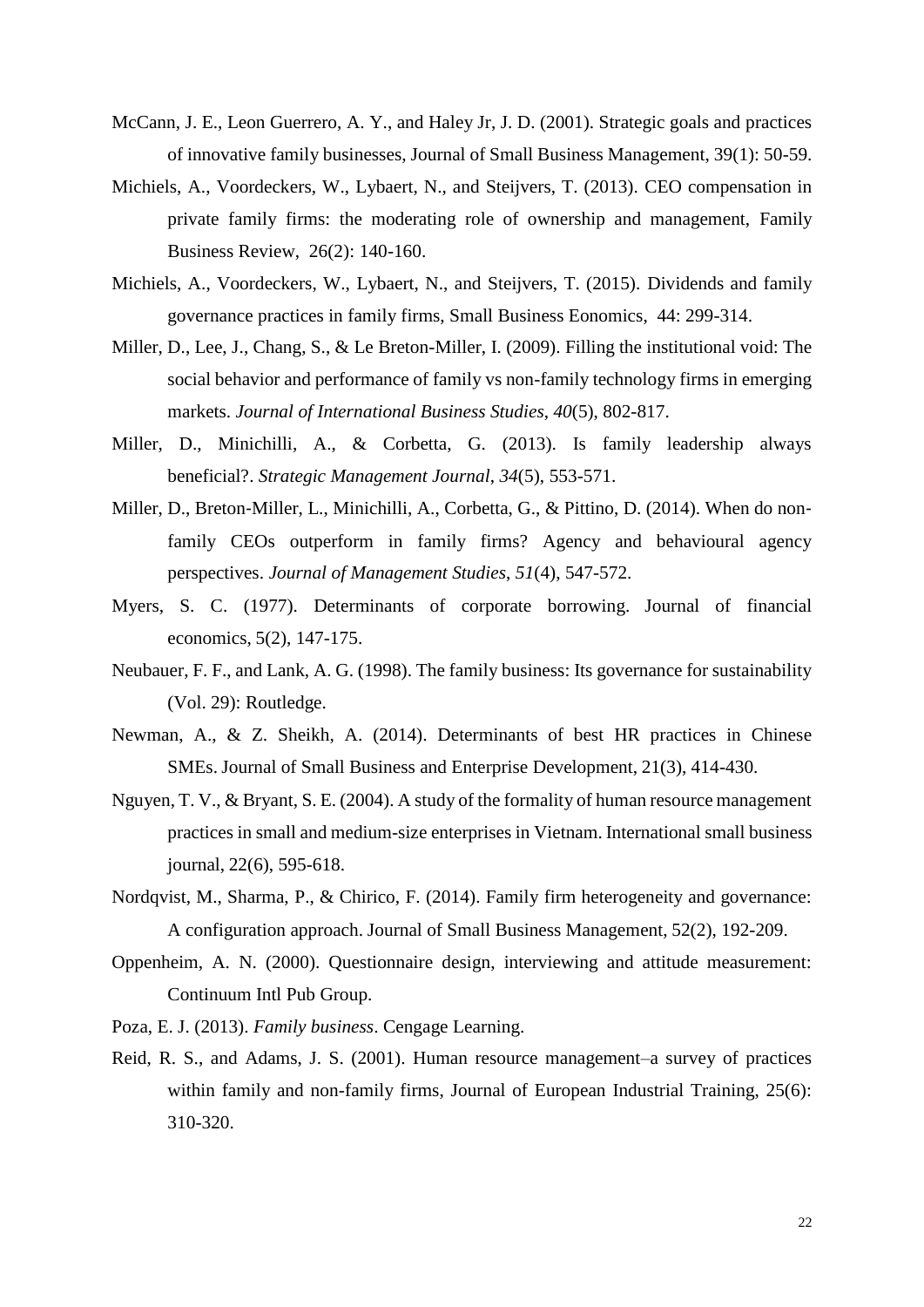McCann, J. E., Leon Guerrero, A. Y., and Haley Jr, J. D. (2001). Strategic goals and practices of innovative family businesses, Journal of Small Business Management, 39(1): 50-59.

Michiels, A., Voordeckers, W., Lybaert, N., and Steijvers, T. (2013). CEO compensation in private family firms: the moderating role of ownership and management, Family Business Review, 26(2): 140-160.

Michiels, A., Voordeckers, W., Lybaert, N., and Steijvers, T. (2015). Dividends and family governance practices in family firms, Small Business Eonomics, 44: 299-314.

Miller, D., Lee, J., Chang, S., & Le Breton-Miller, I. (2009). Filling the institutional void: The social behavior and performance of family vs non-family technology firms in emerging markets. *Journal of International Business Studies*, *40*(5), 802-817.

Miller, D., Minichilli, A., & Corbetta, G. (2013). Is family leadership always beneficial?. *Strategic Management Journal*, *34*(5), 553-571.

Miller, D., Breton‐Miller, L., Minichilli, A., Corbetta, G., & Pittino, D. (2014). When do non‐family CEOs outperform in family firms? Agency and behavioural agency perspectives. *Journal of Management Studies*, *51*(4), 547-572.

Myers, S. C. (1977). Determinants of corporate borrowing. Journal of financial economics, 5(2), 147-175.

Neubauer, F. F., and Lank, A. G. (1998). The family business: Its governance for sustainability (Vol. 29): Routledge.

Newman, A., & Z. Sheikh, A. (2014). Determinants of best HR practices in Chinese SMEs. Journal of Small Business and Enterprise Development, 21(3), 414-430.

Nguyen, T. V., & Bryant, S. E. (2004). A study of the formality of human resource management practices in small and medium-size enterprises in Vietnam. International small business journal, 22(6), 595-618.

Nordqvist, M., Sharma, P., & Chirico, F. (2014). Family firm heterogeneity and governance: A configuration approach. Journal of Small Business Management, 52(2), 192-209.

Oppenheim, A. N. (2000). Questionnaire design, interviewing and attitude measurement: Continuum Intl Pub Group.

Poza, E. J. (2013). *Family business*. Cengage Learning.

Reid, R. S., and Adams, J. S. (2001). Human resource management–a survey of practices within family and non-family firms, Journal of European Industrial Training, 25(6): 310-320.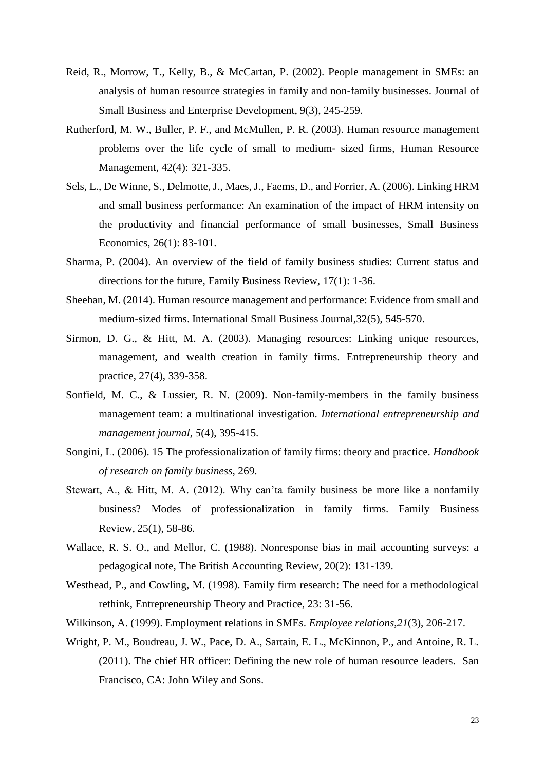Reid, R., Morrow, T., Kelly, B., & McCartan, P. (2002). People management in SMEs: an analysis of human resource strategies in family and non-family businesses. Journal of Small Business and Enterprise Development, 9(3), 245-259.

Rutherford, M. W., Buller, P. F., and McMullen, P. R. (2003). Human resource management problems over the life cycle of small to medium- sized firms, Human Resource Management, 42(4): 321-335.

Sels, L., De Winne, S., Delmotte, J., Maes, J., Faems, D., and Forrier, A. (2006). Linking HRM and small business performance: An examination of the impact of HRM intensity on the productivity and financial performance of small businesses, Small Business Economics, 26(1): 83-101.

Sharma, P. (2004). An overview of the field of family business studies: Current status and directions for the future, Family Business Review, 17(1): 1-36.

Sheehan, M. (2014). Human resource management and performance: Evidence from small and medium-sized firms. International Small Business Journal,32(5), 545-570.

Sirmon, D. G., & Hitt, M. A. (2003). Managing resources: Linking unique resources, management, and wealth creation in family firms. Entrepreneurship theory and practice, 27(4), 339-358.

Sonfield, M. C., & Lussier, R. N. (2009). Non-family-members in the family business management team: a multinational investigation. *International entrepreneurship and management journal*, *5*(4), 395-415.

Songini, L. (2006). 15 The professionalization of family firms: theory and practice. *Handbook of research on family business*, 269.

Stewart, A., & Hitt, M. A. (2012). Why can'ta family business be more like a nonfamily business? Modes of professionalization in family firms. Family Business Review, 25(1), 58-86.

Wallace, R. S. O., and Mellor, C. (1988). Nonresponse bias in mail accounting surveys: a pedagogical note, The British Accounting Review, 20(2): 131-139.

Westhead, P., and Cowling, M. (1998). Family firm research: The need for a methodological rethink, Entrepreneurship Theory and Practice, 23: 31-56.

Wilkinson, A. (1999). Employment relations in SMEs. *Employee relations*,*21*(3), 206-217.

Wright, P. M., Boudreau, J. W., Pace, D. A., Sartain, E. L., McKinnon, P., and Antoine, R. L. (2011). The chief HR officer: Defining the new role of human resource leaders. San Francisco, CA: John Wiley and Sons.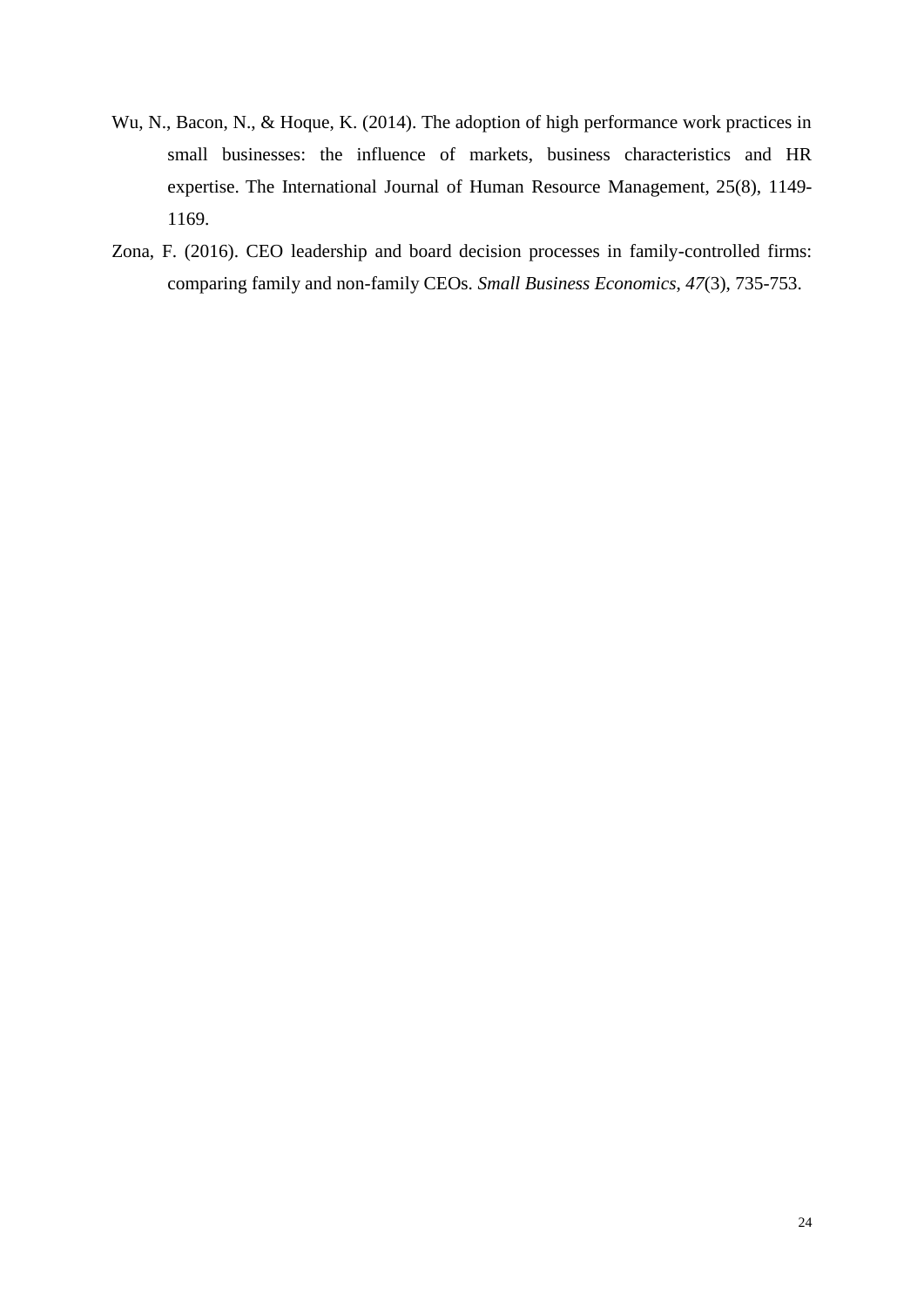Wu, N., Bacon, N., & Hoque, K. (2014). The adoption of high performance work practices in small businesses: the influence of markets, business characteristics and HR expertise. The International Journal of Human Resource Management, 25(8), 1149-1169.

Zona, F. (2016). CEO leadership and board decision processes in family-controlled firms: comparing family and non-family CEOs. *Small Business Economics*, *47*(3), 735-753.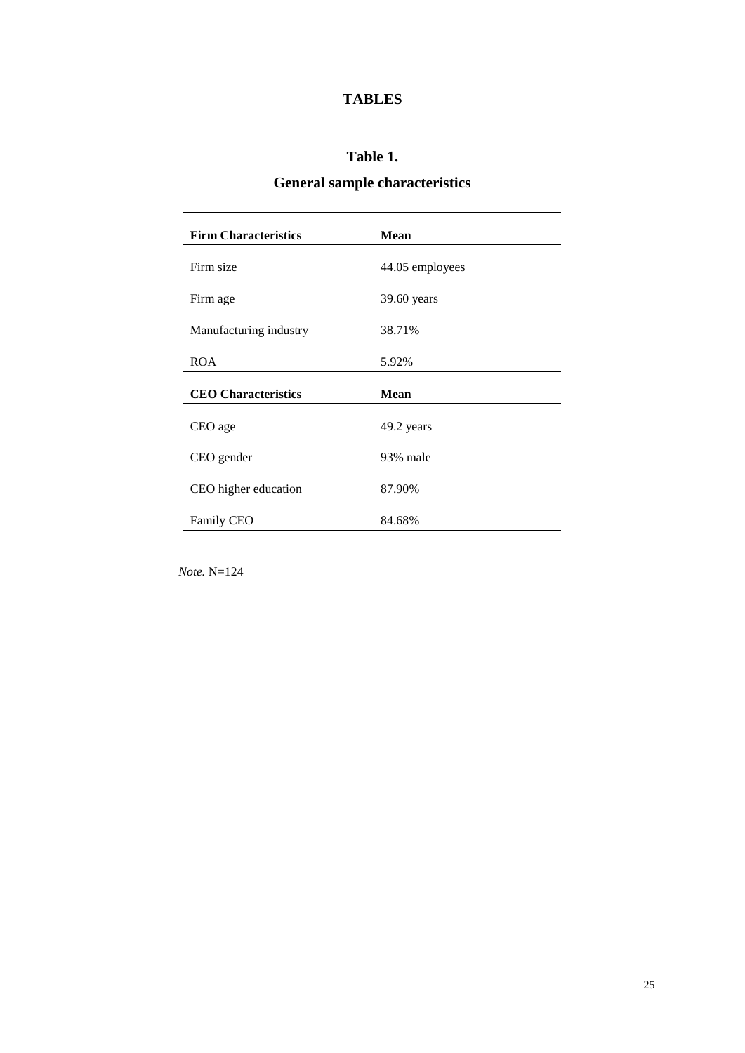# TABLES

## Table 1.

## General sample characteristics

| **Firm Characteristics** | **Mean** |
|---|---|
| Firm size | 44.05 employees |
| Firm age | 39.60 years |
| Manufacturing industry | 38.71% |
| ROA | 5.92% |
| **CEO Characteristics** | **Mean** |
| CEO age | 49.2 years |
| CEO gender | 93% male |
| CEO higher education | 87.90% |
| Family CEO | 84.68% |

*Note.* N=124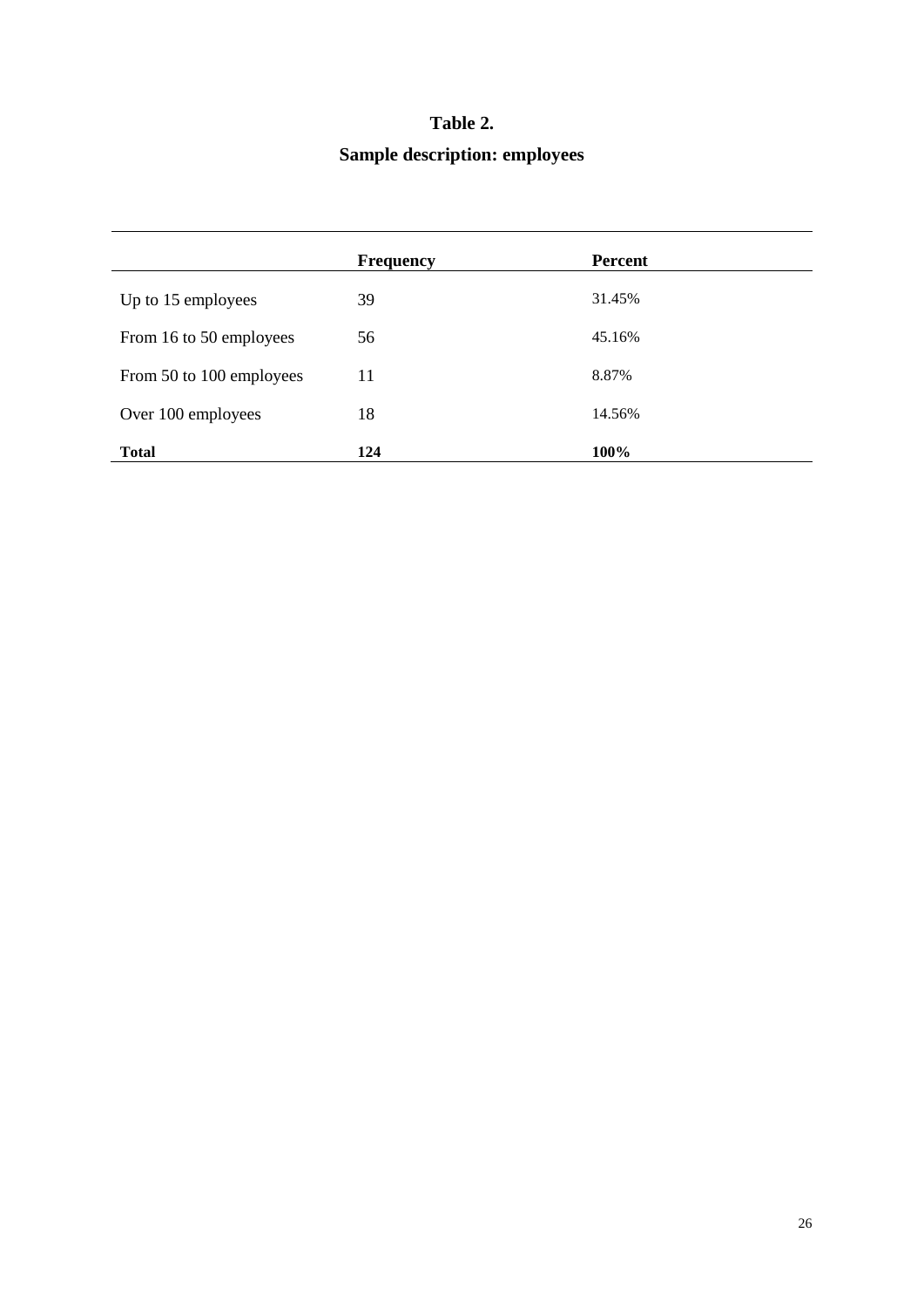**Table 2.**

**Sample description: employees**

| | **Frequency** | **Percent** |
|---|---|---|
| Up to 15 employees | 39 | 31.45% |
| From 16 to 50 employees | 56 | 45.16% |
| From 50 to 100 employees | 11 | 8.87% |
| Over 100 employees | 18 | 14.56% |
| **Total** | **124** | **100%** |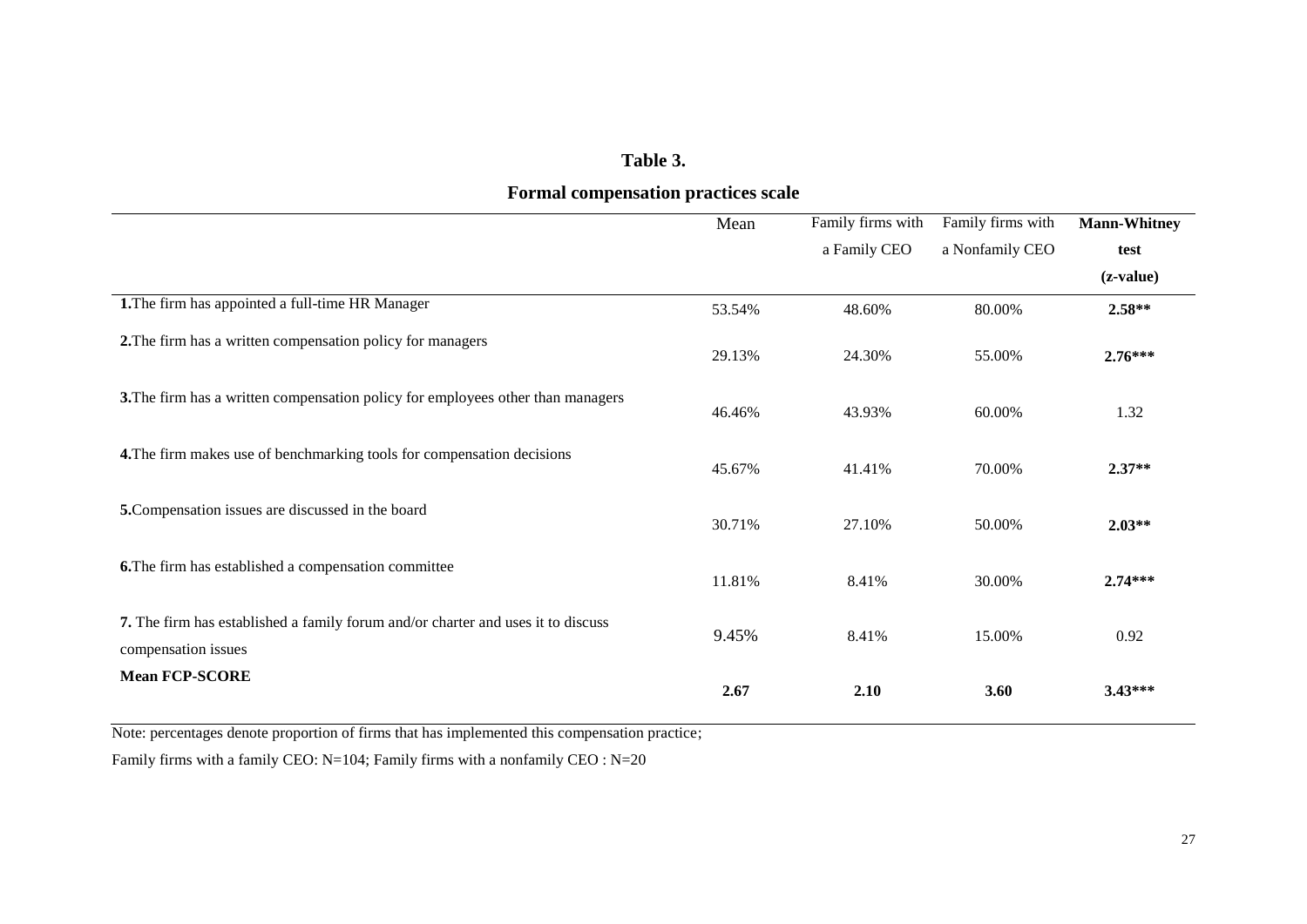# Table 3.

## Formal compensation practices scale

| | Mean | Family firms with a Family CEO | Family firms with a Nonfamily CEO | **Mann-Whitney test (z-value)** |
|---|---|---|---|---|
| **1.** The firm has appointed a full-time HR Manager | 53.54% | 48.60% | 80.00% | **2.58**** |
| **2.** The firm has a written compensation policy for managers | 29.13% | 24.30% | 55.00% | **2.76***** |
| **3.** The firm has a written compensation policy for employees other than managers | 46.46% | 43.93% | 60.00% | 1.32 |
| **4.** The firm makes use of benchmarking tools for compensation decisions | 45.67% | 41.41% | 70.00% | **2.37**** |
| **5.** Compensation issues are discussed in the board | 30.71% | 27.10% | 50.00% | **2.03**** |
| **6.** The firm has established a compensation committee | 11.81% | 8.41% | 30.00% | **2.74***** |
| **7.** The firm has established a family forum and/or charter and uses it to discuss compensation issues | 9.45% | 8.41% | 15.00% | 0.92 |
| **Mean FCP-SCORE** | **2.67** | **2.10** | **3.60** | **3.43***** |

Note: percentages denote proportion of firms that has implemented this compensation practice;

Family firms with a family CEO: N=104; Family firms with a nonfamily CEO : N=20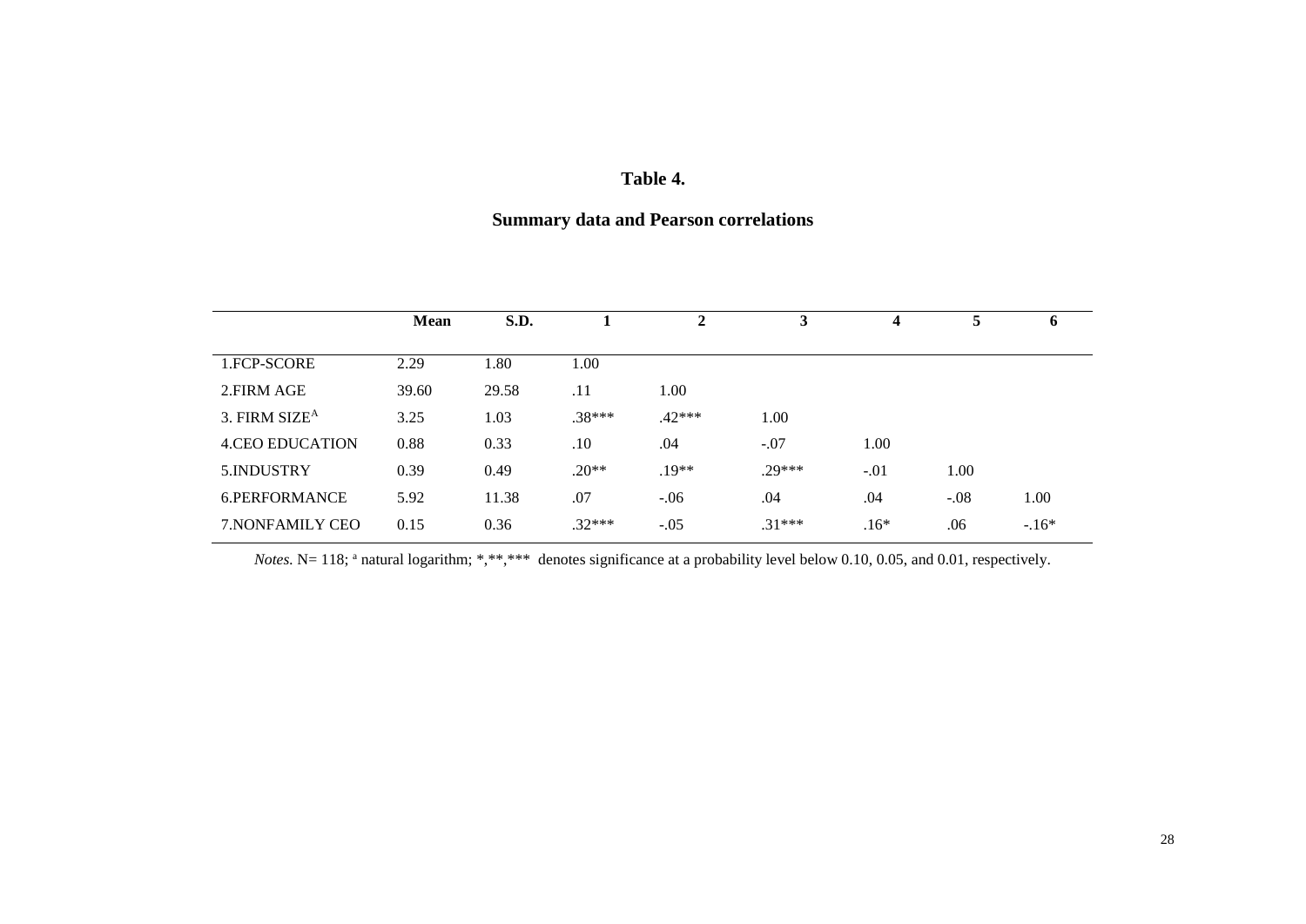**Table 4.**

**Summary data and Pearson correlations**

| | **Mean** | **S.D.** | **1** | **2** | **3** | **4** | **5** | **6** |
|---|---|---|---|---|---|---|---|---|
| 1.FCP-SCORE | 2.29 | 1.80 | 1.00 | | | | | |
| 2.FIRM AGE | 39.60 | 29.58 | .11 | 1.00 | | | | |
| 3. FIRM SIZE[A] | 3.25 | 1.03 | .38*** | .42*** | 1.00 | | | |
| 4.CEO EDUCATION | 0.88 | 0.33 | .10 | .04 | -.07 | 1.00 | | |
| 5.INDUSTRY | 0.39 | 0.49 | .20** | .19** | .29*** | -.01 | 1.00 | |
| 6.PERFORMANCE | 5.92 | 11.38 | .07 | -.06 | .04 | .04 | -.08 | 1.00 |
| 7.NONFAMILY CEO | 0.15 | 0.36 | .32*** | -.05 | .31*** | .16* | .06 | -.16* |

*Notes.* N= 118; [a] natural logarithm; *,**,*** denotes significance at a probability level below 0.10, 0.05, and 0.01, respectively.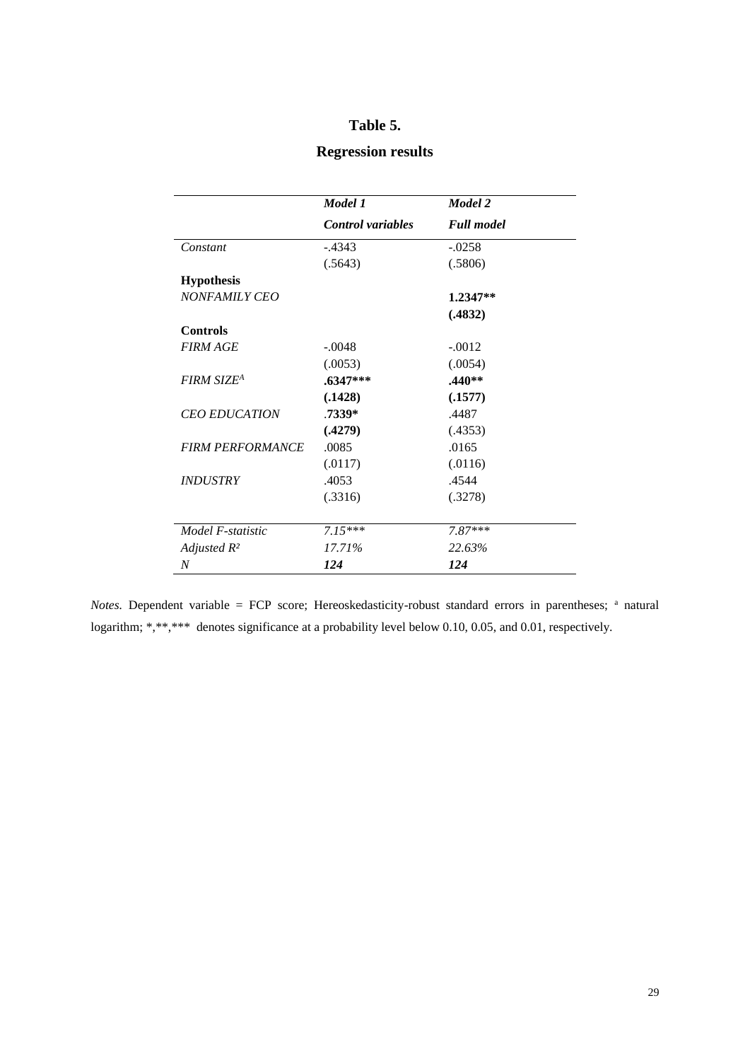# Table 5.

## Regression results

| | *Model 1* | *Model 2* |
|---|---|---|
| | ***Control variables*** | ***Full model*** |
| *Constant* | -.4343 | -.0258 |
| | (.5643) | (.5806) |
| **Hypothesis** | | |
| *NONFAMILY CEO* | | **1.2347**** |
| | | **(.4832)** |
| **Controls** | | |
| *FIRM AGE* | -.0048 | -.0012 |
| | (.0053) | (.0054) |
| *FIRM SIZE[A]* | **.6347***** | **.440**** |
| | **(.1428)** | **(.1577)** |
| *CEO EDUCATION* | **.7339*** | .4487 |
| | **(.4279)** | (.4353) |
| *FIRM PERFORMANCE* | .0085 | .0165 |
| | (.0117) | (.0116) |
| *INDUSTRY* | .4053 | .4544 |
| | (.3316) | (.3278) |
| *Model F-statistic* | *7.15**** | *7.87**** |
| *Adjusted $R^2$* | *17.71%* | *22.63%* |
| *N* | ***124*** | ***124*** |

*Notes.* Dependent variable = FCP score; Hereoskedasticity-robust standard errors in parentheses; [a] natural logarithm; *,**,*** denotes significance at a probability level below 0.10, 0.05, and 0.01, respectively.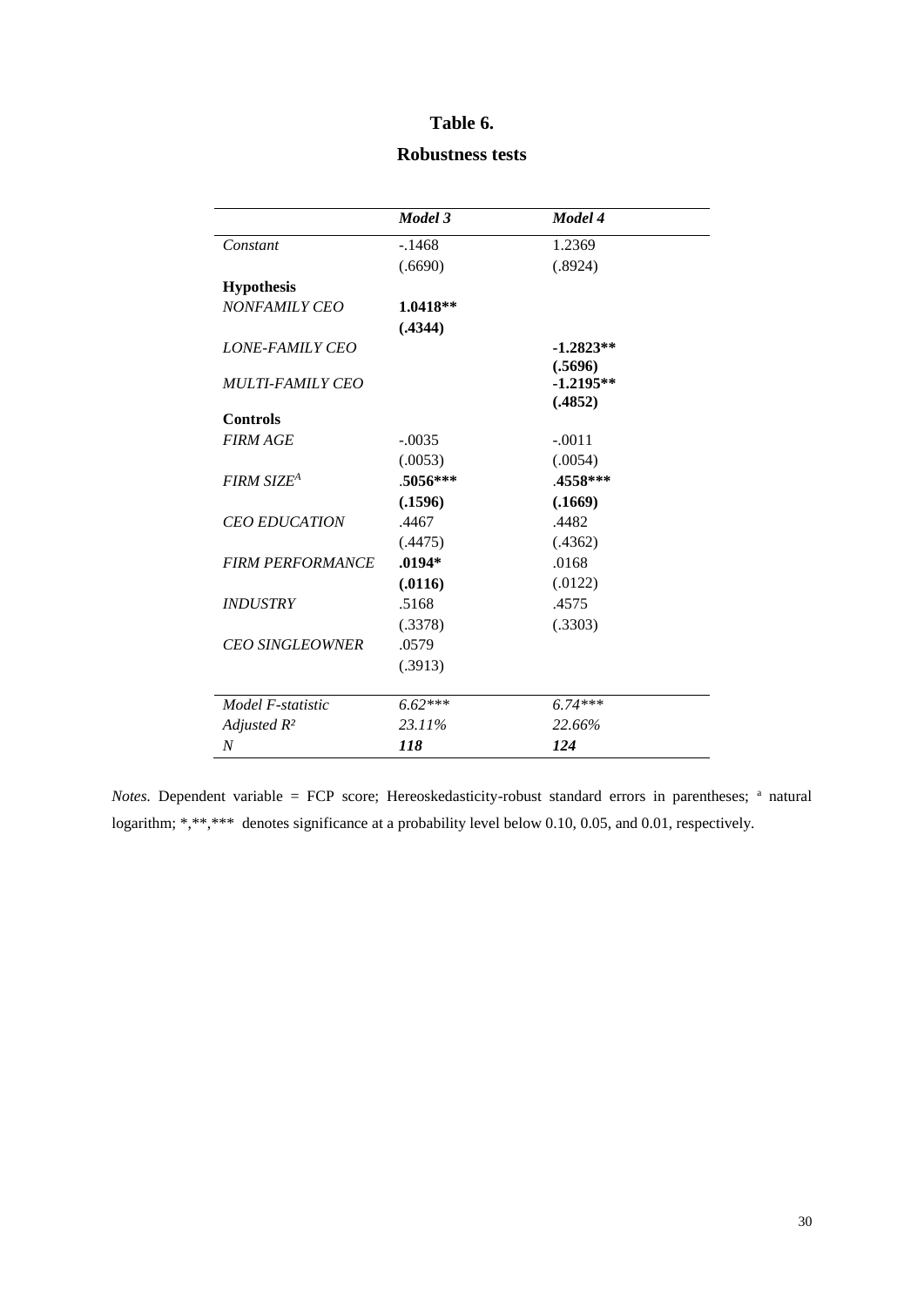**Table 6.**

**Robustness tests**

| | *Model 3* | *Model 4* |
|---|---|---|
| *Constant* | -.1468 | 1.2369 |
| | (.6690) | (.8924) |
| **Hypothesis** | | |
| *NONFAMILY CEO* | **1.0418\*\*** | |
| | **(.4344)** | |
| *LONE-FAMILY CEO* | | **-1.2823\*\*** |
| | | **(.5696)** |
| *MULTI-FAMILY CEO* | | **-1.2195\*\*** |
| | | **(.4852)** |
| **Controls** | | |
| *FIRM AGE* | -.0035 | -.0011 |
| | (.0053) | (.0054) |
| *FIRM SIZE*[A] | .**5056\*\*\*** | .**4558\*\*\*** |
| | **(.1596)** | **(.1669)** |
| *CEO EDUCATION* | .4467 | .4482 |
| | (.4475) | (.4362) |
| *FIRM PERFORMANCE* | **.0194\*** | .0168 |
| | **(.0116)** | (.0122) |
| *INDUSTRY* | .5168 | .4575 |
| | (.3378) | (.3303) |
| *CEO SINGLEOWNER* | .0579 | |
| | (.3913) | |
| *Model F-statistic* | *6.62\*\*\** | *6.74\*\*\** |
| *Adjusted $R^2$* | *23.11%* | *22.66%* |
| *N* | ***118*** | ***124*** |

*Notes.* Dependent variable = FCP score; Hereoskedasticity-robust standard errors in parentheses; [a] natural logarithm; *,**,*** denotes significance at a probability level below 0.10, 0.05, and 0.01, respectively.